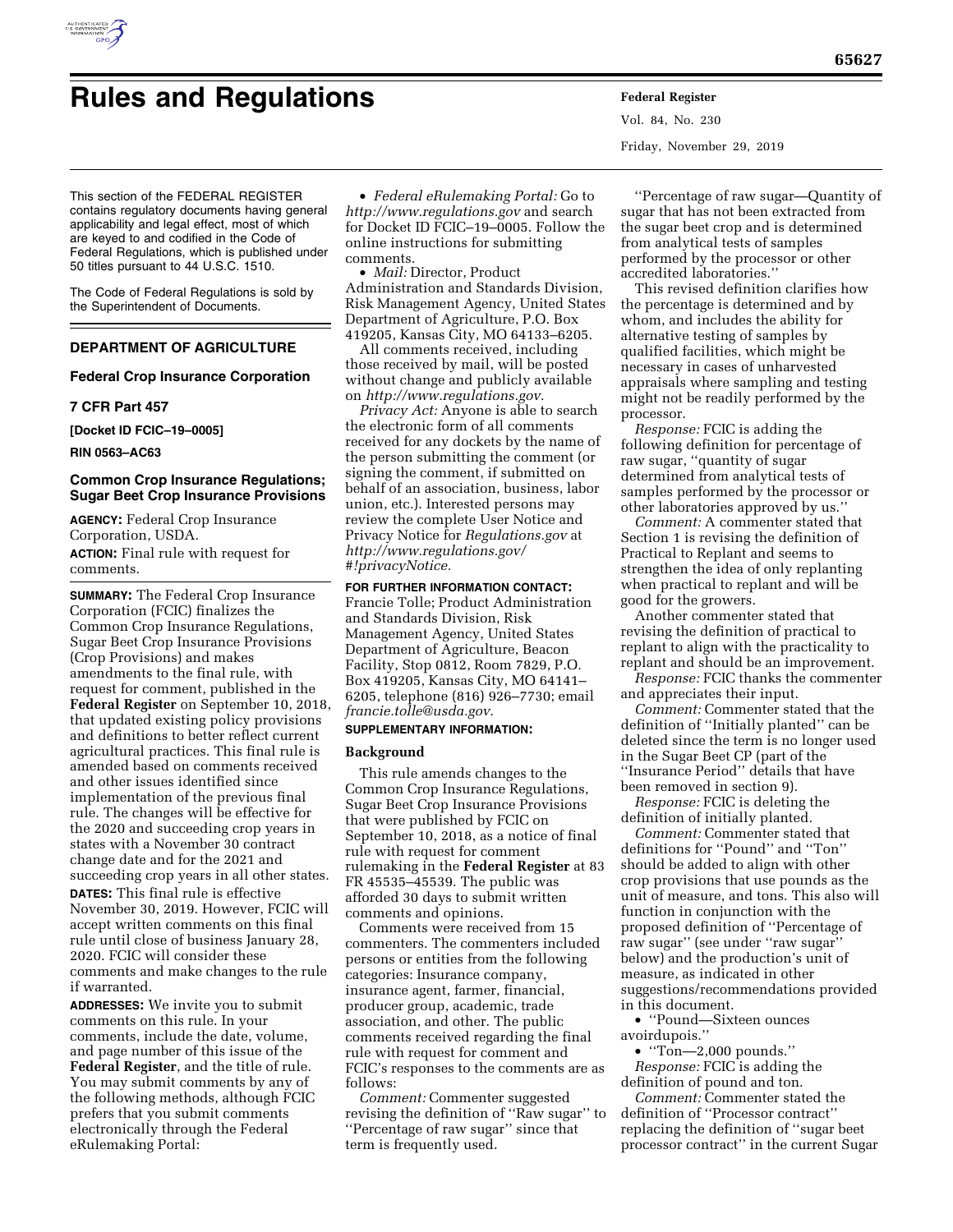# Rules and Regulations

This section of the FEDERAL REGISTER contains regulatory documents having general applicability and legal effect, most of which are keyed to and codified in the Code of Federal Regulations, which is published under 50 titles pursuant to 44 U.S.C. 1510.

The Code of Federal Regulations is sold by the Superintendent of Documents.

## DEPARTMENT OF AGRICULTURE

### Federal Crop Insurance Corporation

### 7 CFR Part 457

**[Docket ID FCIC–19–0005]**

**RIN 0563–AC63**

### Common Crop Insurance Regulations; Sugar Beet Crop Insurance Provisions

**AGENCY:** Federal Crop Insurance Corporation, USDA.

**ACTION:** Final rule with request for comments.

**SUMMARY:** The Federal Crop Insurance Corporation (FCIC) finalizes the Common Crop Insurance Regulations, Sugar Beet Crop Insurance Provisions (Crop Provisions) and makes amendments to the final rule, with request for comment, published in the **Federal Register** on September 10, 2018, that updated existing policy provisions and definitions to better reflect current agricultural practices. This final rule is amended based on comments received and other issues identified since implementation of the previous final rule. The changes will be effective for the 2020 and succeeding crop years in states with a November 30 contract change date and for the 2021 and succeeding crop years in all other states.

**DATES:** This final rule is effective November 30, 2019. However, FCIC will accept written comments on this final rule until close of business January 28, 2020. FCIC will consider these comments and make changes to the rule if warranted.

**ADDRESSES:** We invite you to submit comments on this rule. In your comments, include the date, volume, and page number of this issue of the **Federal Register**, and the title of rule. You may submit comments by any of the following methods, although FCIC prefers that you submit comments electronically through the Federal eRulemaking Portal:

- *Federal eRulemaking Portal:* Go to *http://www.regulations.gov* and search for Docket ID FCIC–19–0005. Follow the online instructions for submitting comments.
- *Mail:* Director, Product Administration and Standards Division, Risk Management Agency, United States Department of Agriculture, P.O. Box 419205, Kansas City, MO 64133–6205.

All comments received, including those received by mail, will be posted without change and publicly available on *http://www.regulations.gov.*

*Privacy Act:* Anyone is able to search the electronic form of all comments received for any dockets by the name of the person submitting the comment (or signing the comment, if submitted on behalf of an association, business, labor union, etc.). Interested persons may review the complete User Notice and Privacy Notice for *Regulations.gov* at *http://www.regulations.gov/#!privacyNotice.*

**FOR FURTHER INFORMATION CONTACT:** Francie Tolle; Product Administration and Standards Division, Risk Management Agency, United States Department of Agriculture, Beacon Facility, Stop 0812, Room 7829, P.O. Box 419205, Kansas City, MO 64141–6205, telephone (816) 926–7730; email *francie.tolle@usda.gov*.

**SUPPLEMENTARY INFORMATION:**

## Background

This rule amends changes to the Common Crop Insurance Regulations, Sugar Beet Crop Insurance Provisions that were published by FCIC on September 10, 2018, as a notice of final rule with request for comment rulemaking in the **Federal Register** at 83 FR 45535–45539. The public was afforded 30 days to submit written comments and opinions.

Comments were received from 15 commenters. The commenters included persons or entities from the following categories: Insurance company, insurance agent, farmer, financial, producer group, academic, trade association, and other. The public comments received regarding the final rule with request for comment and FCIC's responses to the comments are as follows:

*Comment:* Commenter suggested revising the definition of ''Raw sugar'' to ''Percentage of raw sugar'' since that term is frequently used.

''Percentage of raw sugar—Quantity of sugar that has not been extracted from the sugar beet crop and is determined from analytical tests of samples performed by the processor or other accredited laboratories.''

This revised definition clarifies how the percentage is determined and by whom, and includes the ability for alternative testing of samples by qualified facilities, which might be necessary in cases of unharvested appraisals where sampling and testing might not be readily performed by the processor.

*Response:* FCIC is adding the following definition for percentage of raw sugar, ''quantity of sugar determined from analytical tests of samples performed by the processor or other laboratories approved by us.''

*Comment:* A commenter stated that Section 1 is revising the definition of Practical to Replant and seems to strengthen the idea of only replanting when practical to replant and will be good for the growers.

Another commenter stated that revising the definition of practical to replant to align with the practicality to replant and should be an improvement.

*Response:* FCIC thanks the commenter and appreciates their input.

*Comment:* Commenter stated that the definition of ''Initially planted'' can be deleted since the term is no longer used in the Sugar Beet CP (part of the ''Insurance Period'' details that have been removed in section 9).

*Response:* FCIC is deleting the definition of initially planted.

*Comment:* Commenter stated that definitions for ''Pound'' and ''Ton'' should be added to align with other crop provisions that use pounds as the unit of measure, and tons. This also will function in conjunction with the proposed definition of ''Percentage of raw sugar'' (see under ''raw sugar'' below) and the production's unit of measure, as indicated in other suggestions/recommendations provided in this document.

- ''Pound—Sixteen ounces avoirdupois.''
- ''Ton—2,000 pounds.''

*Response:* FCIC is adding the definition of pound and ton.

*Comment:* Commenter stated the definition of ''Processor contract'' replacing the definition of ''sugar beet processor contract'' in the current Sugar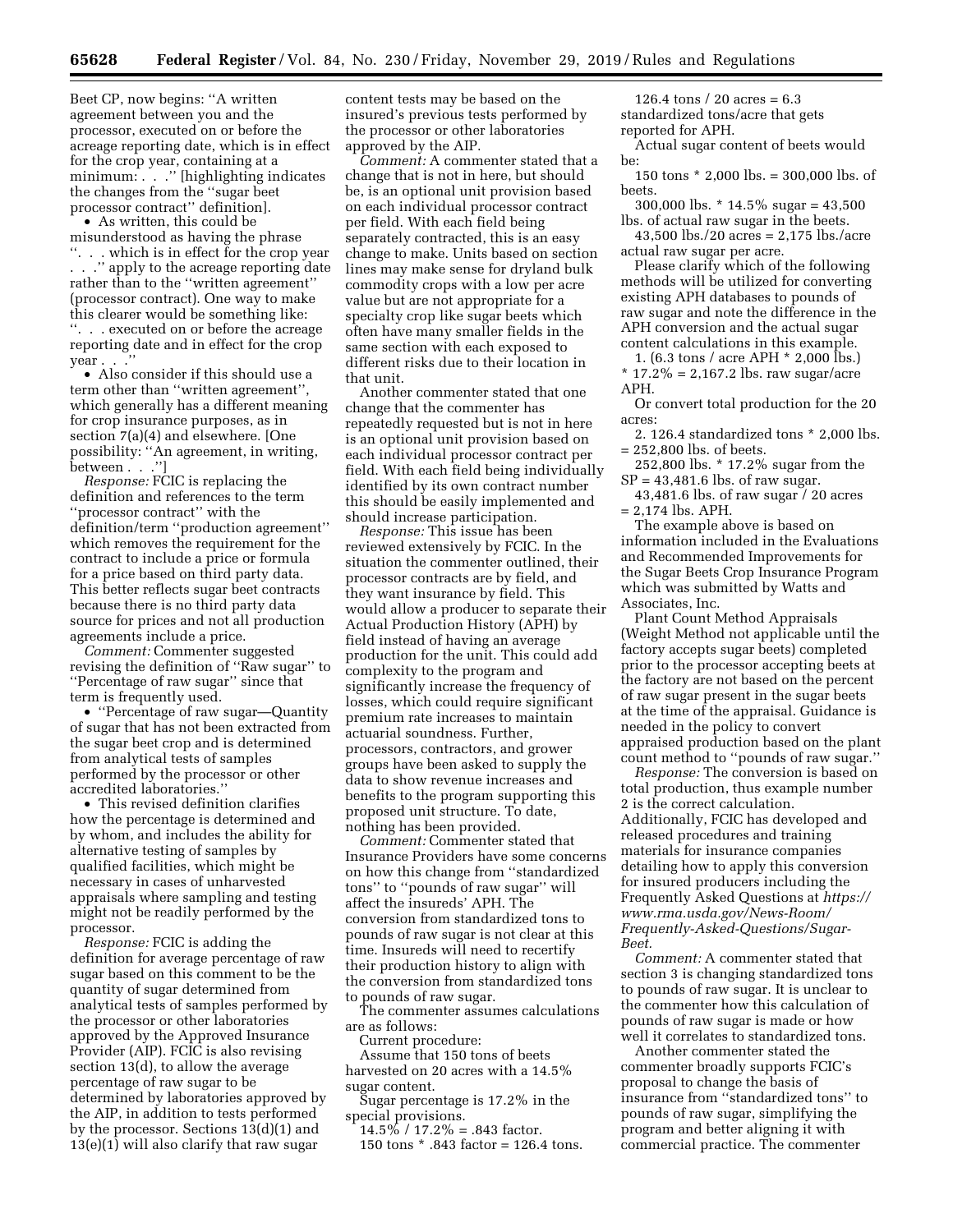Beet CP, now begins: ''A written agreement between you and the processor, executed on or before the acreage reporting date, which is in effect for the crop year, containing at a minimum: . . .'' [highlighting indicates the changes from the ''sugar beet processor contract'' definition].

- As written, this could be misunderstood as having the phrase ''. . . which is in effect for the crop year . . .'' apply to the acreage reporting date rather than to the ''written agreement'' (processor contract). One way to make this clearer would be something like: ''. . . executed on or before the acreage reporting date and in effect for the crop year . . .''
- Also consider if this should use a term other than ''written agreement'', which generally has a different meaning for crop insurance purposes, as in section 7(a)(4) and elsewhere. [One possibility: ''An agreement, in writing, between . . .'']

*Response:* FCIC is replacing the definition and references to the term ''processor contract'' with the definition/term ''production agreement'' which removes the requirement for the contract to include a price or formula for a price based on third party data. This better reflects sugar beet contracts because there is no third party data source for prices and not all production agreements include a price.

*Comment:* Commenter suggested revising the definition of ''Raw sugar'' to ''Percentage of raw sugar'' since that term is frequently used.

- ''Percentage of raw sugar—Quantity of sugar that has not been extracted from the sugar beet crop and is determined from analytical tests of samples performed by the processor or other accredited laboratories.''
- This revised definition clarifies how the percentage is determined and by whom, and includes the ability for alternative testing of samples by qualified facilities, which might be necessary in cases of unharvested appraisals where sampling and testing might not be readily performed by the processor.

*Response:* FCIC is adding the definition for average percentage of raw sugar based on this comment to be the quantity of sugar determined from analytical tests of samples performed by the processor or other laboratories approved by the Approved Insurance Provider (AIP). FCIC is also revising section 13(d), to allow the average percentage of raw sugar to be determined by laboratories approved by the AIP, in addition to tests performed by the processor. Sections 13(d)(1) and 13(e)(1) will also clarify that raw sugar content tests may be based on the insured's previous tests performed by the processor or other laboratories approved by the AIP.

*Comment:* A commenter stated that a change that is not in here, but should be, is an optional unit provision based on each individual processor contract per field. With each field being separately contracted, this is an easy change to make. Units based on section lines may make sense for dryland bulk commodity crops with a low per acre value but are not appropriate for a specialty crop like sugar beets which often have many smaller fields in the same section with each exposed to different risks due to their location in that unit.

Another commenter stated that one change that the commenter has repeatedly requested but is not in here is an optional unit provision based on each individual processor contract per field. With each field being individually identified by its own contract number this should be easily implemented and should increase participation.

*Response:* This issue has been reviewed extensively by FCIC. In the situation the commenter outlined, their processor contracts are by field, and they want insurance by field. This would allow a producer to separate their Actual Production History (APH) by field instead of having an average production for the unit. This could add complexity to the program and significantly increase the frequency of losses, which could require significant premium rate increases to maintain actuarial soundness. Further, processors, contractors, and grower groups have been asked to supply the data to show revenue increases and benefits to the program supporting this proposed unit structure. To date, nothing has been provided.

*Comment:* Commenter stated that Insurance Providers have some concerns on how this change from ''standardized tons'' to ''pounds of raw sugar'' will affect the insureds' APH. The conversion from standardized tons to pounds of raw sugar is not clear at this time. Insureds will need to recertify their production history to align with the conversion from standardized tons to pounds of raw sugar.

The commenter assumes calculations are as follows:

Current procedure:

Assume that 150 tons of beets harvested on 20 acres with a 14.5% sugar content.

Sugar percentage is 17.2% in the special provisions.

14.5% / 17.2% = .843 factor.

150 tons * .843 factor = 126.4 tons.

126.4 tons / 20 acres = 6.3 standardized tons/acre that gets reported for APH.

Actual sugar content of beets would be:

150 tons * 2,000 lbs. = 300,000 lbs. of beets.

300,000 lbs. * 14.5% sugar = 43,500 lbs. of actual raw sugar in the beets.

43,500 lbs./20 acres = 2,175 lbs./acre actual raw sugar per acre.

Please clarify which of the following methods will be utilized for converting existing APH databases to pounds of raw sugar and note the difference in the APH conversion and the actual sugar content calculations in this example.

1. (6.3 tons / acre APH * 2,000 lbs.) * 17.2% = 2,167.2 lbs. raw sugar/acre APH.

Or convert total production for the 20 acres:

2. 126.4 standardized tons * 2,000 lbs. = 252,800 lbs. of beets.

252,800 lbs. * 17.2% sugar from the SP = 43,481.6 lbs. of raw sugar.

43,481.6 lbs. of raw sugar / 20 acres = 2,174 lbs. APH.

The example above is based on information included in the Evaluations and Recommended Improvements for the Sugar Beets Crop Insurance Program which was submitted by Watts and Associates, Inc.

Plant Count Method Appraisals (Weight Method not applicable until the factory accepts sugar beets) completed prior to the processor accepting beets at the factory are not based on the percent of raw sugar present in the sugar beets at the time of the appraisal. Guidance is needed in the policy to convert appraised production based on the plant count method to ''pounds of raw sugar.''

*Response:* The conversion is based on total production, thus example number 2 is the correct calculation. Additionally, FCIC has developed and released procedures and training materials for insurance companies detailing how to apply this conversion for insured producers including the Frequently Asked Questions at *https://www.rma.usda.gov/News-Room/Frequently-Asked-Questions/Sugar-Beet.*

*Comment:* A commenter stated that section 3 is changing standardized tons to pounds of raw sugar. It is unclear to the commenter how this calculation of pounds of raw sugar is made or how well it correlates to standardized tons.

Another commenter stated the commenter broadly supports FCIC's proposal to change the basis of insurance from ''standardized tons'' to pounds of raw sugar, simplifying the program and better aligning it with commercial practice. The commenter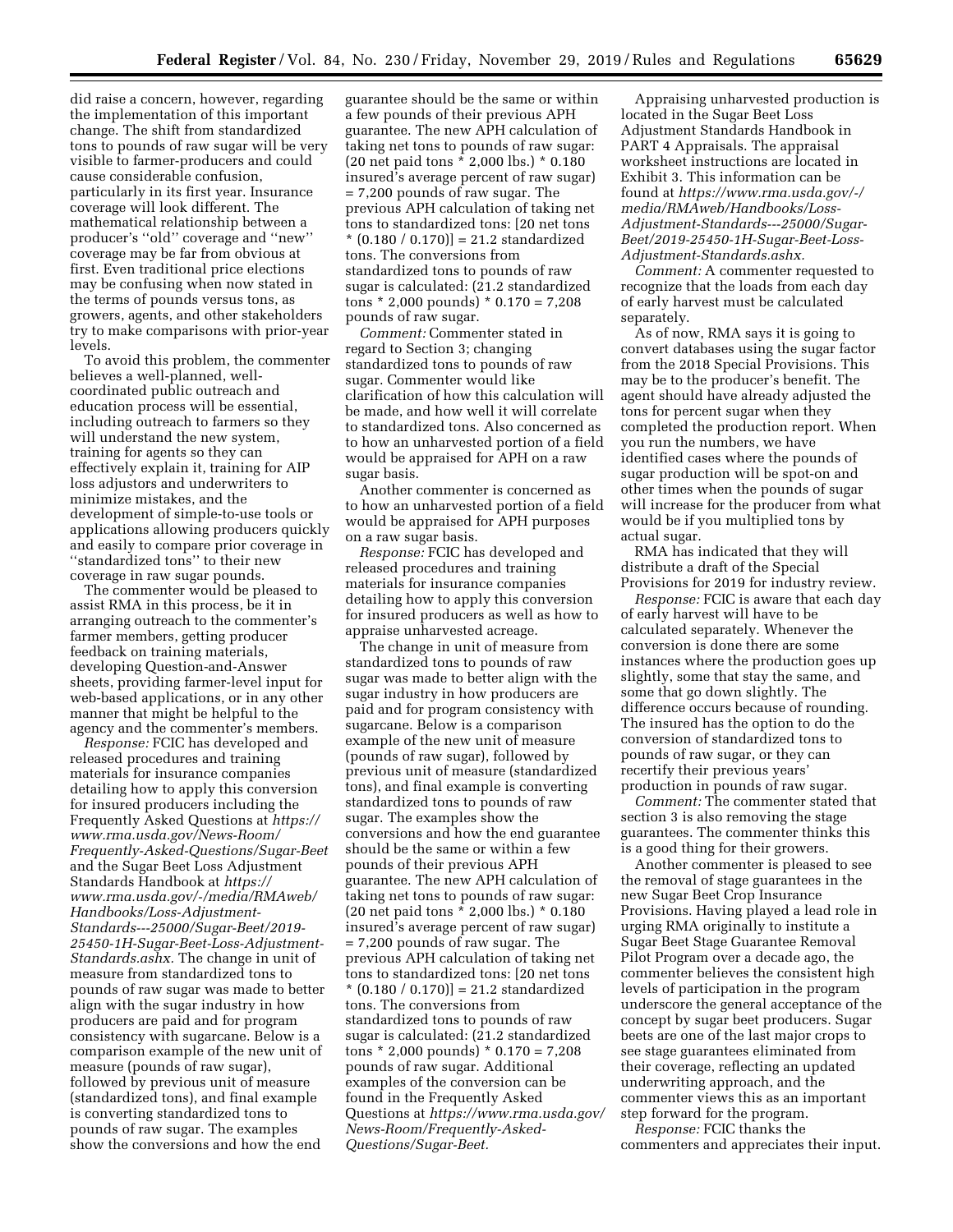did raise a concern, however, regarding the implementation of this important change. The shift from standardized tons to pounds of raw sugar will be very visible to farmer-producers and could cause considerable confusion, particularly in its first year. Insurance coverage will look different. The mathematical relationship between a producer's ''old'' coverage and ''new'' coverage may be far from obvious at first. Even traditional price elections may be confusing when now stated in the terms of pounds versus tons, as growers, agents, and other stakeholders try to make comparisons with prior-year levels.

To avoid this problem, the commenter believes a well-planned, well-coordinated public outreach and education process will be essential, including outreach to farmers so they will understand the new system, training for agents so they can effectively explain it, training for AIP loss adjustors and underwriters to minimize mistakes, and the development of simple-to-use tools or applications allowing producers quickly and easily to compare prior coverage in ''standardized tons'' to their new coverage in raw sugar pounds.

The commenter would be pleased to assist RMA in this process, be it in arranging outreach to the commenter's farmer members, getting producer feedback on training materials, developing Question-and-Answer sheets, providing farmer-level input for web-based applications, or in any other manner that might be helpful to the agency and the commenter's members.

*Response:* FCIC has developed and released procedures and training materials for insurance companies detailing how to apply this conversion for insured producers including the Frequently Asked Questions at *https://www.rma.usda.gov/News-Room/Frequently-Asked-Questions/Sugar-Beet* and the Sugar Beet Loss Adjustment Standards Handbook at *https://www.rma.usda.gov/-/media/RMAweb/Handbooks/Loss-Adjustment-Standards---25000/Sugar-Beet/2019-25450-1H-Sugar-Beet-Loss-Adjustment-Standards.ashx.* The change in unit of measure from standardized tons to pounds of raw sugar was made to better align with the sugar industry in how producers are paid and for program consistency with sugarcane. Below is a comparison example of the new unit of measure (pounds of raw sugar), followed by previous unit of measure (standardized tons), and final example is converting standardized tons to pounds of raw sugar. The examples show the conversions and how the end guarantee should be the same or within a few pounds of their previous APH guarantee. The new APH calculation of taking net tons to pounds of raw sugar: (20 net paid tons * 2,000 lbs.) * 0.180 insured's average percent of raw sugar) = 7,200 pounds of raw sugar. The previous APH calculation of taking net tons to standardized tons: [20 net tons * (0.180 / 0.170)] = 21.2 standardized tons. The conversions from standardized tons to pounds of raw sugar is calculated: (21.2 standardized tons * 2,000 pounds) * 0.170 = 7,208 pounds of raw sugar.

*Comment:* Commenter stated in regard to Section 3; changing standardized tons to pounds of raw sugar. Commenter would like clarification of how this calculation will be made, and how well it will correlate to standardized tons. Also concerned as to how an unharvested portion of a field would be appraised for APH on a raw sugar basis.

Another commenter is concerned as to how an unharvested portion of a field would be appraised for APH purposes on a raw sugar basis.

*Response:* FCIC has developed and released procedures and training materials for insurance companies detailing how to apply this conversion for insured producers as well as how to appraise unharvested acreage.

The change in unit of measure from standardized tons to pounds of raw sugar was made to better align with the sugar industry in how producers are paid and for program consistency with sugarcane. Below is a comparison example of the new unit of measure (pounds of raw sugar), followed by previous unit of measure (standardized tons), and final example is converting standardized tons to pounds of raw sugar. The examples show the conversions and how the end guarantee should be the same or within a few pounds of their previous APH guarantee. The new APH calculation of taking net tons to pounds of raw sugar: (20 net paid tons * 2,000 lbs.) * 0.180 insured's average percent of raw sugar) = 7,200 pounds of raw sugar. The previous APH calculation of taking net tons to standardized tons: [20 net tons * (0.180 / 0.170)] = 21.2 standardized tons. The conversions from standardized tons to pounds of raw sugar is calculated: (21.2 standardized tons * 2,000 pounds) * 0.170 = 7,208 pounds of raw sugar. Additional examples of the conversion can be found in the Frequently Asked Questions at *https://www.rma.usda.gov/News-Room/Frequently-Asked-Questions/Sugar-Beet.*

Appraising unharvested production is located in the Sugar Beet Loss Adjustment Standards Handbook in PART 4 Appraisals. The appraisal worksheet instructions are located in Exhibit 3. This information can be found at *https://www.rma.usda.gov/-/media/RMAweb/Handbooks/Loss-Adjustment-Standards---25000/Sugar-Beet/2019-25450-1H-Sugar-Beet-Loss-Adjustment-Standards.ashx.*

*Comment:* A commenter requested to recognize that the loads from each day of early harvest must be calculated separately.

As of now, RMA says it is going to convert databases using the sugar factor from the 2018 Special Provisions. This may be to the producer's benefit. The agent should have already adjusted the tons for percent sugar when they completed the production report. When you run the numbers, we have identified cases where the pounds of sugar production will be spot-on and other times when the pounds of sugar will increase for the producer from what would be if you multiplied tons by actual sugar.

RMA has indicated that they will distribute a draft of the Special Provisions for 2019 for industry review.

*Response:* FCIC is aware that each day of early harvest will have to be calculated separately. Whenever the conversion is done there are some instances where the production goes up slightly, some that stay the same, and some that go down slightly. The difference occurs because of rounding. The insured has the option to do the conversion of standardized tons to pounds of raw sugar, or they can recertify their previous years' production in pounds of raw sugar.

*Comment:* The commenter stated that section 3 is also removing the stage guarantees. The commenter thinks this is a good thing for their growers.

Another commenter is pleased to see the removal of stage guarantees in the new Sugar Beet Crop Insurance Provisions. Having played a lead role in urging RMA originally to institute a Sugar Beet Stage Guarantee Removal Pilot Program over a decade ago, the commenter believes the consistent high levels of participation in the program underscore the general acceptance of the concept by sugar beet producers. Sugar beets are one of the last major crops to see stage guarantees eliminated from their coverage, reflecting an updated underwriting approach, and the commenter views this as an important step forward for the program.

*Response:* FCIC thanks the commenters and appreciates their input.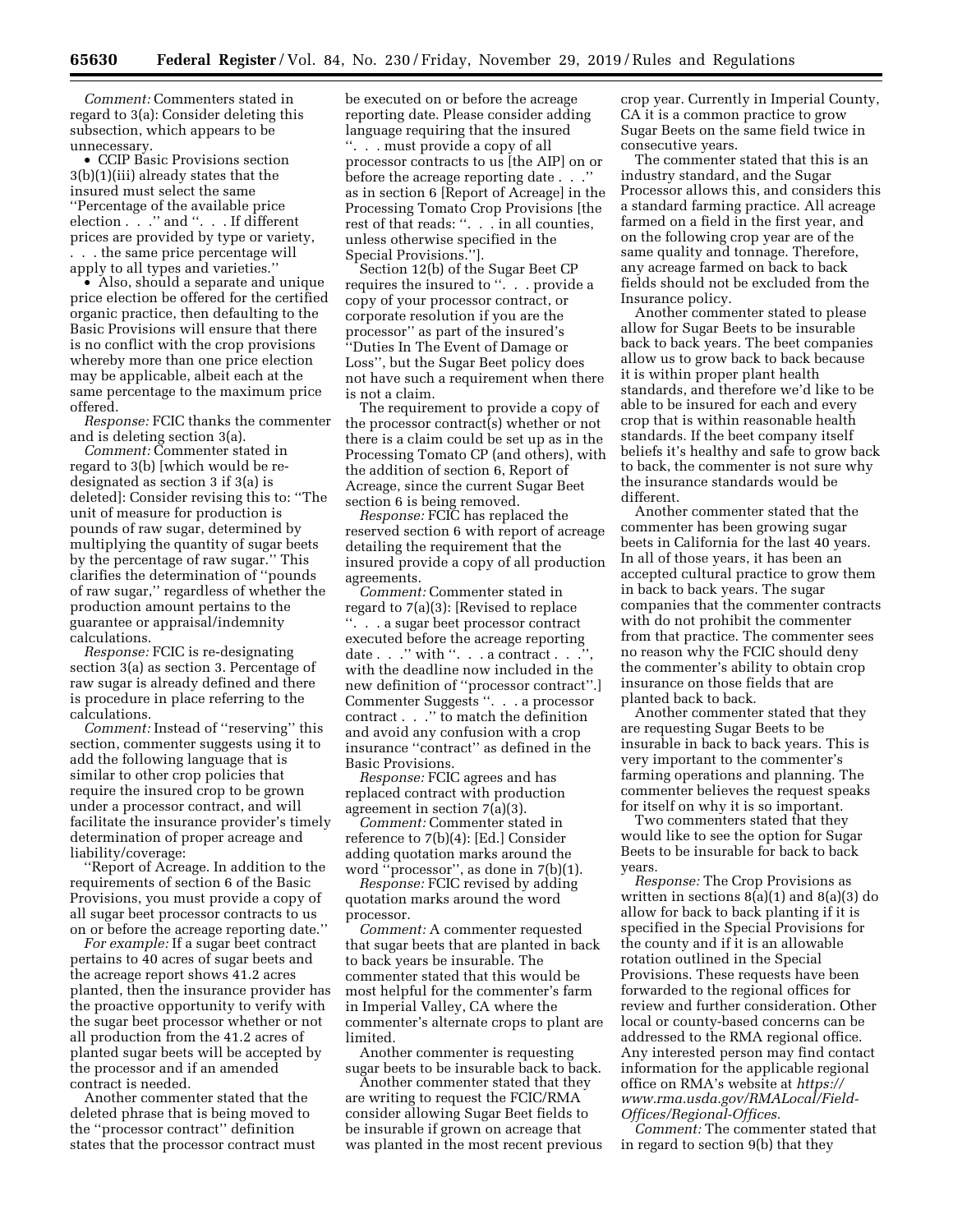*Comment:* Commenters stated in regard to 3(a): Consider deleting this subsection, which appears to be unnecessary.

- CCIP Basic Provisions section 3(b)(1)(iii) already states that the insured must select the same ''Percentage of the available price election . . .'' and ''. . . If different prices are provided by type or variety, . . . the same price percentage will apply to all types and varieties.''
- Also, should a separate and unique price election be offered for the certified organic practice, then defaulting to the Basic Provisions will ensure that there is no conflict with the crop provisions whereby more than one price election may be applicable, albeit each at the same percentage to the maximum price offered.

*Response:* FCIC thanks the commenter and is deleting section 3(a).

*Comment:* Commenter stated in regard to 3(b) [which would be re-designated as section 3 if 3(a) is deleted]: Consider revising this to: ''The unit of measure for production is pounds of raw sugar, determined by multiplying the quantity of sugar beets by the percentage of raw sugar.'' This clarifies the determination of ''pounds of raw sugar,'' regardless of whether the production amount pertains to the guarantee or appraisal/indemnity calculations.

*Response:* FCIC is re-designating section 3(a) as section 3. Percentage of raw sugar is already defined and there is procedure in place referring to the calculations.

*Comment:* Instead of ''reserving'' this section, commenter suggests using it to add the following language that is similar to other crop policies that require the insured crop to be grown under a processor contract, and will facilitate the insurance provider's timely determination of proper acreage and liability/coverage:

''Report of Acreage. In addition to the requirements of section 6 of the Basic Provisions, you must provide a copy of all sugar beet processor contracts to us on or before the acreage reporting date.''

*For example:* If a sugar beet contract pertains to 40 acres of sugar beets and the acreage report shows 41.2 acres planted, then the insurance provider has the proactive opportunity to verify with the sugar beet processor whether or not all production from the 41.2 acres of planted sugar beets will be accepted by the processor and if an amended contract is needed.

Another commenter stated that the deleted phrase that is being moved to the ''processor contract'' definition states that the processor contract must be executed on or before the acreage reporting date. Please consider adding language requiring that the insured ''. . . must provide a copy of all processor contracts to us [the AIP] on or before the acreage reporting date . . .'' as in section 6 [Report of Acreage] in the Processing Tomato Crop Provisions [the rest of that reads: ''. . . in all counties, unless otherwise specified in the Special Provisions.''].

Section 12(b) of the Sugar Beet CP requires the insured to ''. . . provide a copy of your processor contract, or corporate resolution if you are the processor'' as part of the insured's ''Duties In The Event of Damage or Loss'', but the Sugar Beet policy does not have such a requirement when there is not a claim.

The requirement to provide a copy of the processor contract(s) whether or not there is a claim could be set up as in the Processing Tomato CP (and others), with the addition of section 6, Report of Acreage, since the current Sugar Beet section 6 is being removed.

*Response:* FCIC has replaced the reserved section 6 with report of acreage detailing the requirement that the insured provide a copy of all production agreements.

*Comment:* Commenter stated in regard to 7(a)(3): [Revised to replace ''. . . a sugar beet processor contract executed before the acreage reporting date . . .'' with ''. . . a contract . . .'', with the deadline now included in the new definition of ''processor contract''.] Commenter Suggests ''. . . a processor contract . . .'' to match the definition and avoid any confusion with a crop insurance ''contract'' as defined in the Basic Provisions.

*Response:* FCIC agrees and has replaced contract with production agreement in section 7(a)(3).

*Comment:* Commenter stated in reference to 7(b)(4): [Ed.] Consider adding quotation marks around the word ''processor'', as done in 7(b)(1).

*Response:* FCIC revised by adding quotation marks around the word processor.

*Comment:* A commenter requested that sugar beets that are planted in back to back years be insurable. The commenter stated that this would be most helpful for the commenter's farm in Imperial Valley, CA where the commenter's alternate crops to plant are limited.

Another commenter is requesting sugar beets to be insurable back to back.

Another commenter stated that they are writing to request the FCIC/RMA consider allowing Sugar Beet fields to be insurable if grown on acreage that was planted in the most recent previous crop year. Currently in Imperial County, CA it is a common practice to grow Sugar Beets on the same field twice in consecutive years.

The commenter stated that this is an industry standard, and the Sugar Processor allows this, and considers this a standard farming practice. All acreage farmed on a field in the first year, and on the following crop year are of the same quality and tonnage. Therefore, any acreage farmed on back to back fields should not be excluded from the Insurance policy.

Another commenter stated to please allow for Sugar Beets to be insurable back to back years. The beet companies allow us to grow back to back because it is within proper plant health standards, and therefore we'd like to be able to be insured for each and every crop that is within reasonable health standards. If the beet company itself beliefs it's healthy and safe to grow back to back, the commenter is not sure why the insurance standards would be different.

Another commenter stated that the commenter has been growing sugar beets in California for the last 40 years. In all of those years, it has been an accepted cultural practice to grow them in back to back years. The sugar companies that the commenter contracts with do not prohibit the commenter from that practice. The commenter sees no reason why the FCIC should deny the commenter's ability to obtain crop insurance on those fields that are planted back to back.

Another commenter stated that they are requesting Sugar Beets to be insurable in back to back years. This is very important to the commenter's farming operations and planning. The commenter believes the request speaks for itself on why it is so important.

Two commenters stated that they would like to see the option for Sugar Beets to be insurable for back to back years.

*Response:* The Crop Provisions as written in sections 8(a)(1) and 8(a)(3) do allow for back to back planting if it is specified in the Special Provisions for the county and if it is an allowable rotation outlined in the Special Provisions. These requests have been forwarded to the regional offices for review and further consideration. Other local or county-based concerns can be addressed to the RMA regional office. Any interested person may find contact information for the applicable regional office on RMA's website at *https://www.rma.usda.gov/RMALocal/Field-Offices/Regional-Offices.*

*Comment:* The commenter stated that in regard to section 9(b) that they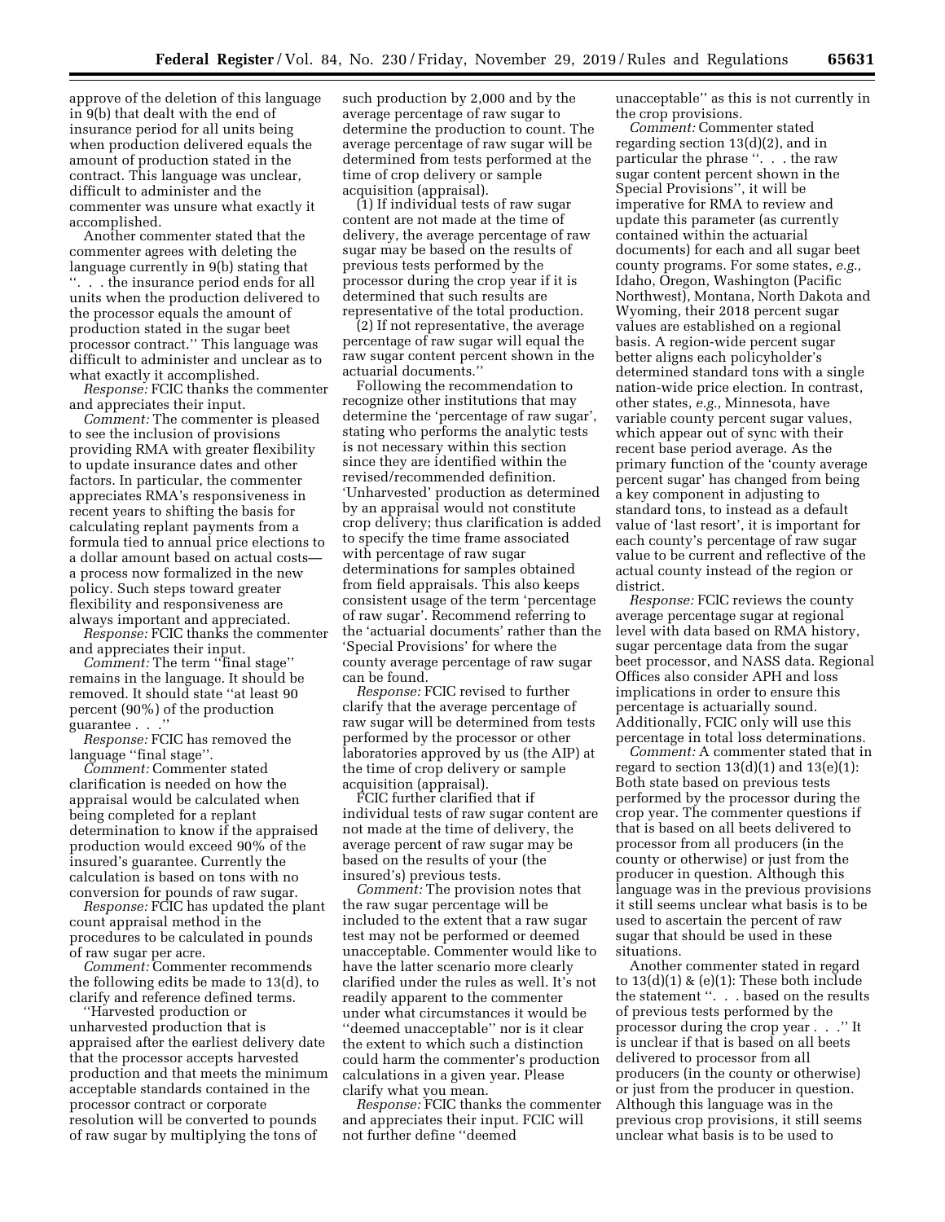approve of the deletion of this language in 9(b) that dealt with the end of insurance period for all units being when production delivered equals the amount of production stated in the contract. This language was unclear, difficult to administer and the commenter was unsure what exactly it accomplished.

Another commenter stated that the commenter agrees with deleting the language currently in 9(b) stating that ''. . . the insurance period ends for all units when the production delivered to the processor equals the amount of production stated in the sugar beet processor contract.'' This language was difficult to administer and unclear as to what exactly it accomplished.

*Response:* FCIC thanks the commenter and appreciates their input.

*Comment:* The commenter is pleased to see the inclusion of provisions providing RMA with greater flexibility to update insurance dates and other factors. In particular, the commenter appreciates RMA's responsiveness in recent years to shifting the basis for calculating replant payments from a formula tied to annual price elections to a dollar amount based on actual costs—a process now formalized in the new policy. Such steps toward greater flexibility and responsiveness are always important and appreciated.

*Response:* FCIC thanks the commenter and appreciates their input.

*Comment:* The term ''final stage'' remains in the language. It should be removed. It should state ''at least 90 percent (90%) of the production guarantee . . .''

*Response:* FCIC has removed the language ''final stage''.

*Comment:* Commenter stated clarification is needed on how the appraisal would be calculated when being completed for a replant determination to know if the appraised production would exceed 90% of the insured's guarantee. Currently the calculation is based on tons with no conversion for pounds of raw sugar.

*Response:* FCIC has updated the plant count appraisal method in the procedures to be calculated in pounds of raw sugar per acre.

*Comment:* Commenter recommends the following edits be made to 13(d), to clarify and reference defined terms.

''Harvested production or unharvested production that is appraised after the earliest delivery date that the processor accepts harvested production and that meets the minimum acceptable standards contained in the processor contract or corporate resolution will be converted to pounds of raw sugar by multiplying the tons of such production by 2,000 and by the average percentage of raw sugar to determine the production to count. The average percentage of raw sugar will be determined from tests performed at the time of crop delivery or sample acquisition (appraisal).

(1) If individual tests of raw sugar content are not made at the time of delivery, the average percentage of raw sugar may be based on the results of previous tests performed by the processor during the crop year if it is determined that such results are representative of the total production.

(2) If not representative, the average percentage of raw sugar will equal the raw sugar content percent shown in the actuarial documents.''

Following the recommendation to recognize other institutions that may determine the 'percentage of raw sugar', stating who performs the analytic tests is not necessary within this section since they are identified within the revised/recommended definition. 'Unharvested' production as determined by an appraisal would not constitute crop delivery; thus clarification is added to specify the time frame associated with percentage of raw sugar determinations for samples obtained from field appraisals. This also keeps consistent usage of the term 'percentage of raw sugar'. Recommend referring to the 'actuarial documents' rather than the 'Special Provisions' for where the county average percentage of raw sugar can be found.

*Response:* FCIC revised to further clarify that the average percentage of raw sugar will be determined from tests performed by the processor or other laboratories approved by us (the AIP) at the time of crop delivery or sample acquisition (appraisal).

FCIC further clarified that if individual tests of raw sugar content are not made at the time of delivery, the average percent of raw sugar may be based on the results of your (the insured's) previous tests.

*Comment:* The provision notes that the raw sugar percentage will be included to the extent that a raw sugar test may not be performed or deemed unacceptable. Commenter would like to have the latter scenario more clearly clarified under the rules as well. It's not readily apparent to the commenter under what circumstances it would be ''deemed unacceptable'' nor is it clear the extent to which such a distinction could harm the commenter's production calculations in a given year. Please clarify what you mean.

*Response:* FCIC thanks the commenter and appreciates their input. FCIC will not further define ''deemed unacceptable'' as this is not currently in the crop provisions.

*Comment:* Commenter stated regarding section 13(d)(2), and in particular the phrase ''. . . the raw sugar content percent shown in the Special Provisions'', it will be imperative for RMA to review and update this parameter (as currently contained within the actuarial documents) for each and all sugar beet county programs. For some states, *e.g.,* Idaho, Oregon, Washington (Pacific Northwest), Montana, North Dakota and Wyoming, their 2018 percent sugar values are established on a regional basis. A region-wide percent sugar better aligns each policyholder's determined standard tons with a single nation-wide price election. In contrast, other states, *e.g.,* Minnesota, have variable county percent sugar values, which appear out of sync with their recent base period average. As the primary function of the 'county average percent sugar' has changed from being a key component in adjusting to standard tons, to instead as a default value of 'last resort', it is important for each county's percentage of raw sugar value to be current and reflective of the actual county instead of the region or district.

*Response:* FCIC reviews the county average percentage sugar at regional level with data based on RMA history, sugar percentage data from the sugar beet processor, and NASS data. Regional Offices also consider APH and loss implications in order to ensure this percentage is actuarially sound. Additionally, FCIC only will use this percentage in total loss determinations.

*Comment:* A commenter stated that in regard to section 13(d)(1) and 13(e)(1): Both state based on previous tests performed by the processor during the crop year. The commenter questions if that is based on all beets delivered to processor from all producers (in the county or otherwise) or just from the producer in question. Although this language was in the previous provisions it still seems unclear what basis is to be used to ascertain the percent of raw sugar that should be used in these situations.

Another commenter stated in regard to 13(d)(1) & (e)(1): These both include the statement ''. . . based on the results of previous tests performed by the processor during the crop year . . .'' It is unclear if that is based on all beets delivered to processor from all producers (in the county or otherwise) or just from the producer in question. Although this language was in the previous crop provisions, it still seems unclear what basis is to be used to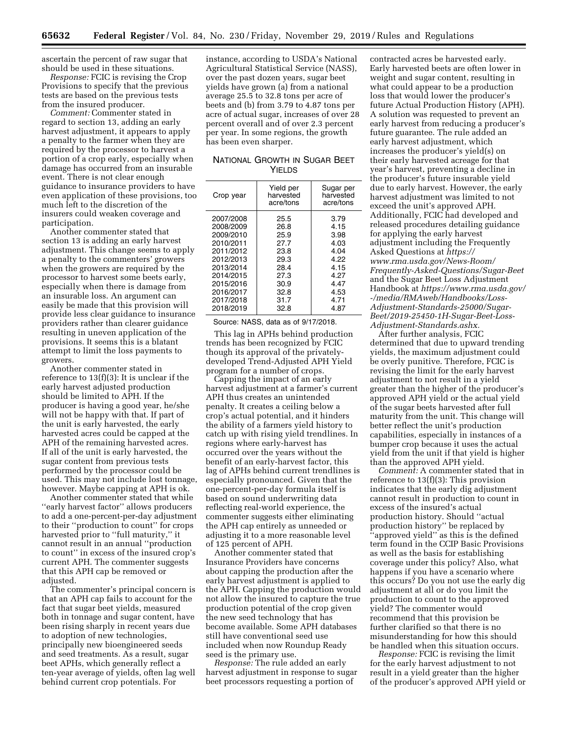ascertain the percent of raw sugar that should be used in these situations.

*Response:* FCIC is revising the Crop Provisions to specify that the previous tests are based on the previous tests from the insured producer.

*Comment:* Commenter stated in regard to section 13, adding an early harvest adjustment, it appears to apply a penalty to the farmer when they are required by the processor to harvest a portion of a crop early, especially when damage has occurred from an insurable event. There is not clear enough guidance to insurance providers to have even application of these provisions, too much left to the discretion of the insurers could weaken coverage and participation.

Another commenter stated that section 13 is adding an early harvest adjustment. This change seems to apply a penalty to the commenters' growers when the growers are required by the processor to harvest some beets early, especially when there is damage from an insurable loss. An argument can easily be made that this provision will provide less clear guidance to insurance providers rather than clearer guidance resulting in uneven application of the provisions. It seems this is a blatant attempt to limit the loss payments to growers.

Another commenter stated in reference to 13(f)(3): It is unclear if the early harvest adjusted production should be limited to APH. If the producer is having a good year, he/she will not be happy with that. If part of the unit is early harvested, the early harvested acres could be capped at the APH of the remaining harvested acres. If all of the unit is early harvested, the sugar content from previous tests performed by the processor could be used. This may not include lost tonnage, however. Maybe capping at APH is ok.

Another commenter stated that while "early harvest factor" allows producers to add a one-percent-per-day adjustment to their "production to count" for crops harvested prior to "full maturity," it cannot result in an annual "production to count" in excess of the insured crop's current APH. The commenter suggests that this APH cap be removed or adjusted.

The commenter's principal concern is that an APH cap fails to account for the fact that sugar beet yields, measured both in tonnage and sugar content, have been rising sharply in recent years due to adoption of new technologies, principally new bioengineered seeds and seed treatments. As a result, sugar beet APHs, which generally reflect a ten-year average of yields, often lag well behind current crop potentials. For instance, according to USDA's National Agricultural Statistical Service (NASS), over the past dozen years, sugar beet yields have grown (a) from a national average 25.5 to 32.8 tons per acre of beets and (b) from 3.79 to 4.87 tons per acre of actual sugar, increases of over 28 percent overall and of over 2.3 percent per year. In some regions, the growth has been even sharper.

NATIONAL GROWTH IN SUGAR BEET YIELDS

| Crop year | Yield per harvested acre/tons | Sugar per harvested acre/tons |
|---|---|---|
| 2007/2008 | 25.5 | 3.79 |
| 2008/2009 | 26.8 | 4.15 |
| 2009/2010 | 25.9 | 3.98 |
| 2010/2011 | 27.7 | 4.03 |
| 2011/2012 | 23.8 | 4.04 |
| 2012/2013 | 29.3 | 4.22 |
| 2013/2014 | 28.4 | 4.15 |
| 2014/2015 | 27.3 | 4.27 |
| 2015/2016 | 30.9 | 4.47 |
| 2016/2017 | 32.8 | 4.53 |
| 2017/2018 | 31.7 | 4.71 |
| 2018/2019 | 32.8 | 4.87 |

Source: NASS, data as of 9/17/2018.

This lag in APHs behind production trends has been recognized by FCIC though its approval of the privately-developed Trend-Adjusted APH Yield program for a number of crops.

Capping the impact of an early harvest adjustment at a farmer's current APH thus creates an unintended penalty. It creates a ceiling below a crop's actual potential, and it hinders the ability of a farmers yield history to catch up with rising yield trendlines. In regions where early-harvest has occurred over the years without the benefit of an early-harvest factor, this lag of APHs behind current trendlines is especially pronounced. Given that the one-percent-per-day formula itself is based on sound underwriting data reflecting real-world experience, the commenter suggests either eliminating the APH cap entirely as unneeded or adjusting it to a more reasonable level of 125 percent of APH.

Another commenter stated that Insurance Providers have concerns about capping the production after the early harvest adjustment is applied to the APH. Capping the production would not allow the insured to capture the true production potential of the crop given the new seed technology that has become available. Some APH databases still have conventional seed use included when now Roundup Ready seed is the primary use.

*Response:* The rule added an early harvest adjustment in response to sugar beet processors requesting a portion of contracted acres be harvested early. Early harvested beets are often lower in weight and sugar content, resulting in what could appear to be a production loss that would lower the producer's future Actual Production History (APH). A solution was requested to prevent an early harvest from reducing a producer's future guarantee. The rule added an early harvest adjustment, which increases the producer's yield(s) on their early harvested acreage for that year's harvest, preventing a decline in the producer's future insurable yield due to early harvest. However, the early harvest adjustment was limited to not exceed the unit's approved APH. Additionally, FCIC had developed and released procedures detailing guidance for applying the early harvest adjustment including the Frequently Asked Questions at *https://www.rma.usda.gov/News-Room/Frequently-Asked-Questions/Sugar-Beet* and the Sugar Beet Loss Adjustment Handbook at *https://www.rma.usda.gov/-/media/RMAweb/Handbooks/Loss-Adjustment-Standards-25000/Sugar-Beet/2019-25450-1H-Sugar-Beet-Loss-Adjustment-Standards.ashx.*

After further analysis, FCIC determined that due to upward trending yields, the maximum adjustment could be overly punitive. Therefore, FCIC is revising the limit for the early harvest adjustment to not result in a yield greater than the higher of the producer's approved APH yield or the actual yield of the sugar beets harvested after full maturity from the unit. This change will better reflect the unit's production capabilities, especially in instances of a bumper crop because it uses the actual yield from the unit if that yield is higher than the approved APH yield.

*Comment:* A commenter stated that in reference to 13(f)(3): This provision indicates that the early dig adjustment cannot result in production to count in excess of the insured's actual production history. Should "actual production history" be replaced by "approved yield" as this is the defined term found in the CCIP Basic Provisions as well as the basis for establishing coverage under this policy? Also, what happens if you have a scenario where this occurs? Do you not use the early dig adjustment at all or do you limit the production to count to the approved yield? The commenter would recommend that this provision be further clarified so that there is no misunderstanding for how this should be handled when this situation occurs.

*Response:* FCIC is revising the limit for the early harvest adjustment to not result in a yield greater than the higher of the producer's approved APH yield or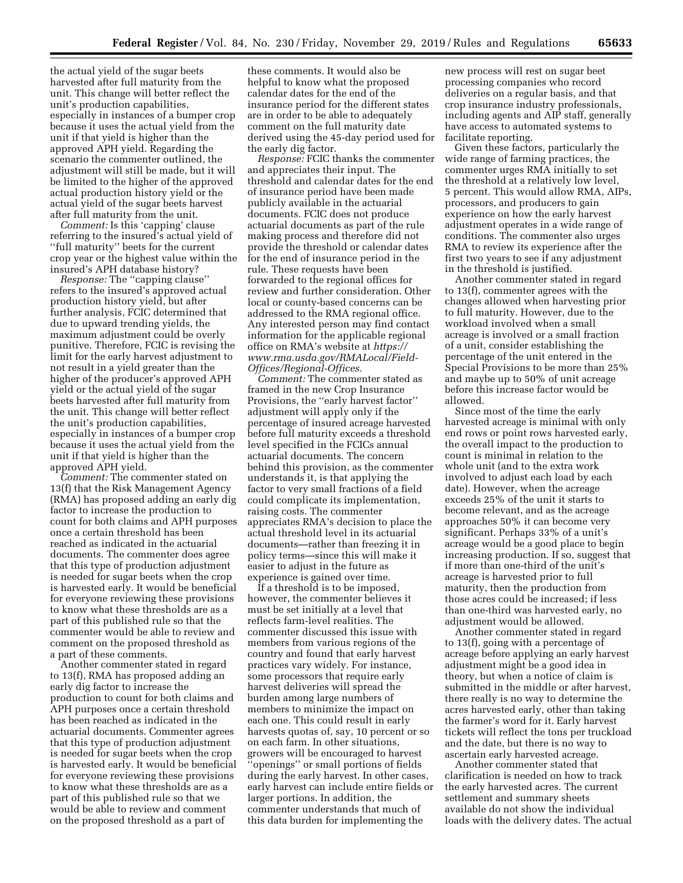the actual yield of the sugar beets harvested after full maturity from the unit. This change will better reflect the unit's production capabilities, especially in instances of a bumper crop because it uses the actual yield from the unit if that yield is higher than the approved APH yield. Regarding the scenario the commenter outlined, the adjustment will still be made, but it will be limited to the higher of the approved actual production history yield or the actual yield of the sugar beets harvest after full maturity from the unit.

*Comment:* Is this 'capping' clause referring to the insured's actual yield of ''full maturity'' beets for the current crop year or the highest value within the insured's APH database history?

*Response:* The ''capping clause'' refers to the insured's approved actual production history yield, but after further analysis, FCIC determined that due to upward trending yields, the maximum adjustment could be overly punitive. Therefore, FCIC is revising the limit for the early harvest adjustment to not result in a yield greater than the higher of the producer's approved APH yield or the actual yield of the sugar beets harvested after full maturity from the unit. This change will better reflect the unit's production capabilities, especially in instances of a bumper crop because it uses the actual yield from the unit if that yield is higher than the approved APH yield.

*Comment:* The commenter stated on 13(f) that the Risk Management Agency (RMA) has proposed adding an early dig factor to increase the production to count for both claims and APH purposes once a certain threshold has been reached as indicated in the actuarial documents. The commenter does agree that this type of production adjustment is needed for sugar beets when the crop is harvested early. It would be beneficial for everyone reviewing these provisions to know what these thresholds are as a part of this published rule so that the commenter would be able to review and comment on the proposed threshold as a part of these comments.

Another commenter stated in regard to 13(f), RMA has proposed adding an early dig factor to increase the production to count for both claims and APH purposes once a certain threshold has been reached as indicated in the actuarial documents. Commenter agrees that this type of production adjustment is needed for sugar beets when the crop is harvested early. It would be beneficial for everyone reviewing these provisions to know what these thresholds are as a part of this published rule so that we would be able to review and comment on the proposed threshold as a part of these comments. It would also be helpful to know what the proposed calendar dates for the end of the insurance period for the different states are in order to be able to adequately comment on the full maturity date derived using the 45-day period used for the early dig factor.

*Response:* FCIC thanks the commenter and appreciates their input. The threshold and calendar dates for the end of insurance period have been made publicly available in the actuarial documents. FCIC does not produce actuarial documents as part of the rule making process and therefore did not provide the threshold or calendar dates for the end of insurance period in the rule. These requests have been forwarded to the regional offices for review and further consideration. Other local or county-based concerns can be addressed to the RMA regional office. Any interested person may find contact information for the applicable regional office on RMA's website at *https://www.rma.usda.gov/RMALocal/Field-Offices/Regional-Offices.*

*Comment:* The commenter stated as framed in the new Crop Insurance Provisions, the ''early harvest factor'' adjustment will apply only if the percentage of insured acreage harvested before full maturity exceeds a threshold level specified in the FCICs annual actuarial documents. The concern behind this provision, as the commenter understands it, is that applying the factor to very small fractions of a field could complicate its implementation, raising costs. The commenter appreciates RMA's decision to place the actual threshold level in its actuarial documents—rather than freezing it in policy terms—since this will make it easier to adjust in the future as experience is gained over time.

If a threshold is to be imposed, however, the commenter believes it must be set initially at a level that reflects farm-level realities. The commenter discussed this issue with members from various regions of the country and found that early harvest practices vary widely. For instance, some processors that require early harvest deliveries will spread the burden among large numbers of members to minimize the impact on each one. This could result in early harvests quotas of, say, 10 percent or so on each farm. In other situations, growers will be encouraged to harvest ''openings'' or small portions of fields during the early harvest. In other cases, early harvest can include entire fields or larger portions. In addition, the commenter understands that much of this data burden for implementing the new process will rest on sugar beet processing companies who record deliveries on a regular basis, and that crop insurance industry professionals, including agents and AIP staff, generally have access to automated systems to facilitate reporting.

Given these factors, particularly the wide range of farming practices, the commenter urges RMA initially to set the threshold at a relatively low level, 5 percent. This would allow RMA, AIPs, processors, and producers to gain experience on how the early harvest adjustment operates in a wide range of conditions. The commenter also urges RMA to review its experience after the first two years to see if any adjustment in the threshold is justified.

Another commenter stated in regard to 13(f), commenter agrees with the changes allowed when harvesting prior to full maturity. However, due to the workload involved when a small acreage is involved or a small fraction of a unit, consider establishing the percentage of the unit entered in the Special Provisions to be more than 25% and maybe up to 50% of unit acreage before this increase factor would be allowed.

Since most of the time the early harvested acreage is minimal with only end rows or point rows harvested early, the overall impact to the production to count is minimal in relation to the whole unit (and to the extra work involved to adjust each load by each date). However, when the acreage exceeds 25% of the unit it starts to become relevant, and as the acreage approaches 50% it can become very significant. Perhaps 33% of a unit's acreage would be a good place to begin increasing production. If so, suggest that if more than one-third of the unit's acreage is harvested prior to full maturity, then the production from those acres could be increased; if less than one-third was harvested early, no adjustment would be allowed.

Another commenter stated in regard to 13(f), going with a percentage of acreage before applying an early harvest adjustment might be a good idea in theory, but when a notice of claim is submitted in the middle or after harvest, there really is no way to determine the acres harvested early, other than taking the farmer's word for it. Early harvest tickets will reflect the tons per truckload and the date, but there is no way to ascertain early harvested acreage.

Another commenter stated that clarification is needed on how to track the early harvested acres. The current settlement and summary sheets available do not show the individual loads with the delivery dates. The actual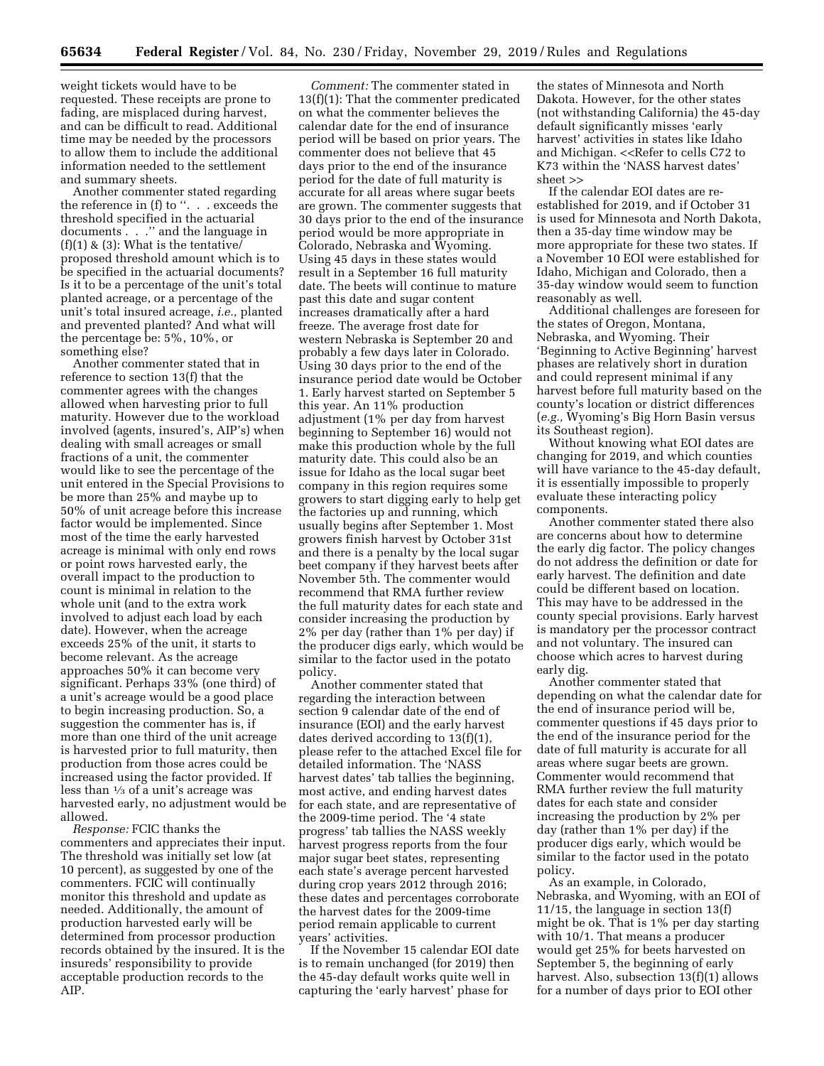weight tickets would have to be requested. These receipts are prone to fading, are misplaced during harvest, and can be difficult to read. Additional time may be needed by the processors to allow them to include the additional information needed to the settlement and summary sheets.

Another commenter stated regarding the reference in (f) to ''. . . exceeds the threshold specified in the actuarial documents . . .'' and the language in (f)(1) & (3): What is the tentative/proposed threshold amount which is to be specified in the actuarial documents? Is it to be a percentage of the unit's total planted acreage, or a percentage of the unit's total insured acreage, *i.e.,* planted and prevented planted? And what will the percentage be: 5%, 10%, or something else?

Another commenter stated that in reference to section 13(f) that the commenter agrees with the changes allowed when harvesting prior to full maturity. However due to the workload involved (agents, insured's, AIP's) when dealing with small acreages or small fractions of a unit, the commenter would like to see the percentage of the unit entered in the Special Provisions to be more than 25% and maybe up to 50% of unit acreage before this increase factor would be implemented. Since most of the time the early harvested acreage is minimal with only end rows or point rows harvested early, the overall impact to the production to count is minimal in relation to the whole unit (and to the extra work involved to adjust each load by each date). However, when the acreage exceeds 25% of the unit, it starts to become relevant. As the acreage approaches 50% it can become very significant. Perhaps 33% (one third) of a unit's acreage would be a good place to begin increasing production. So, a suggestion the commenter has is, if more than one third of the unit acreage is harvested prior to full maturity, then production from those acres could be increased using the factor provided. If less than ⅓ of a unit's acreage was harvested early, no adjustment would be allowed.

*Response:* FCIC thanks the commenters and appreciates their input. The threshold was initially set low (at 10 percent), as suggested by one of the commenters. FCIC will continually monitor this threshold and update as needed. Additionally, the amount of production harvested early will be determined from processor production records obtained by the insured. It is the insureds' responsibility to provide acceptable production records to the AIP.

*Comment:* The commenter stated in 13(f)(1): That the commenter predicated on what the commenter believes the calendar date for the end of insurance period will be based on prior years. The commenter does not believe that 45 days prior to the end of the insurance period for the date of full maturity is accurate for all areas where sugar beets are grown. The commenter suggests that 30 days prior to the end of the insurance period would be more appropriate in Colorado, Nebraska and Wyoming. Using 45 days in these states would result in a September 16 full maturity date. The beets will continue to mature past this date and sugar content increases dramatically after a hard freeze. The average frost date for western Nebraska is September 20 and probably a few days later in Colorado. Using 30 days prior to the end of the insurance period date would be October 1. Early harvest started on September 5 this year. An 11% production adjustment (1% per day from harvest beginning to September 16) would not make this production whole by the full maturity date. This could also be an issue for Idaho as the local sugar beet company in this region requires some growers to start digging early to help get the factories up and running, which usually begins after September 1. Most growers finish harvest by October 31st and there is a penalty by the local sugar beet company if they harvest beets after November 5th. The commenter would recommend that RMA further review the full maturity dates for each state and consider increasing the production by 2% per day (rather than 1% per day) if the producer digs early, which would be similar to the factor used in the potato policy.

Another commenter stated that regarding the interaction between section 9 calendar date of the end of insurance (EOI) and the early harvest dates derived according to 13(f)(1), please refer to the attached Excel file for detailed information. The 'NASS harvest dates' tab tallies the beginning, most active, and ending harvest dates for each state, and are representative of the 2009-time period. The '4 state progress' tab tallies the NASS weekly harvest progress reports from the four major sugar beet states, representing each state's average percent harvested during crop years 2012 through 2016; these dates and percentages corroborate the harvest dates for the 2009-time period remain applicable to current years' activities.

If the November 15 calendar EOI date is to remain unchanged (for 2019) then the 45-day default works quite well in capturing the 'early harvest' phase for the states of Minnesota and North Dakota. However, for the other states (not withstanding California) the 45-day default significantly misses 'early harvest' activities in states like Idaho and Michigan. <<Refer to cells C72 to K73 within the 'NASS harvest dates' sheet >>

If the calendar EOI dates are re-established for 2019, and if October 31 is used for Minnesota and North Dakota, then a 35-day time window may be more appropriate for these two states. If a November 10 EOI were established for Idaho, Michigan and Colorado, then a 35-day window would seem to function reasonably as well.

Additional challenges are foreseen for the states of Oregon, Montana, Nebraska, and Wyoming. Their 'Beginning to Active Beginning' harvest phases are relatively short in duration and could represent minimal if any harvest before full maturity based on the county's location or district differences (*e.g.,* Wyoming's Big Horn Basin versus its Southeast region).

Without knowing what EOI dates are changing for 2019, and which counties will have variance to the 45-day default, it is essentially impossible to properly evaluate these interacting policy components.

Another commenter stated there also are concerns about how to determine the early dig factor. The policy changes do not address the definition or date for early harvest. The definition and date could be different based on location. This may have to be addressed in the county special provisions. Early harvest is mandatory per the processor contract and not voluntary. The insured can choose which acres to harvest during early dig.

Another commenter stated that depending on what the calendar date for the end of insurance period will be, commenter questions if 45 days prior to the end of the insurance period for the date of full maturity is accurate for all areas where sugar beets are grown. Commenter would recommend that RMA further review the full maturity dates for each state and consider increasing the production by 2% per day (rather than 1% per day) if the producer digs early, which would be similar to the factor used in the potato policy.

As an example, in Colorado, Nebraska, and Wyoming, with an EOI of 11/15, the language in section 13(f) might be ok. That is 1% per day starting with 10/1. That means a producer would get 25% for beets harvested on September 5, the beginning of early harvest. Also, subsection 13(f)(1) allows for a number of days prior to EOI other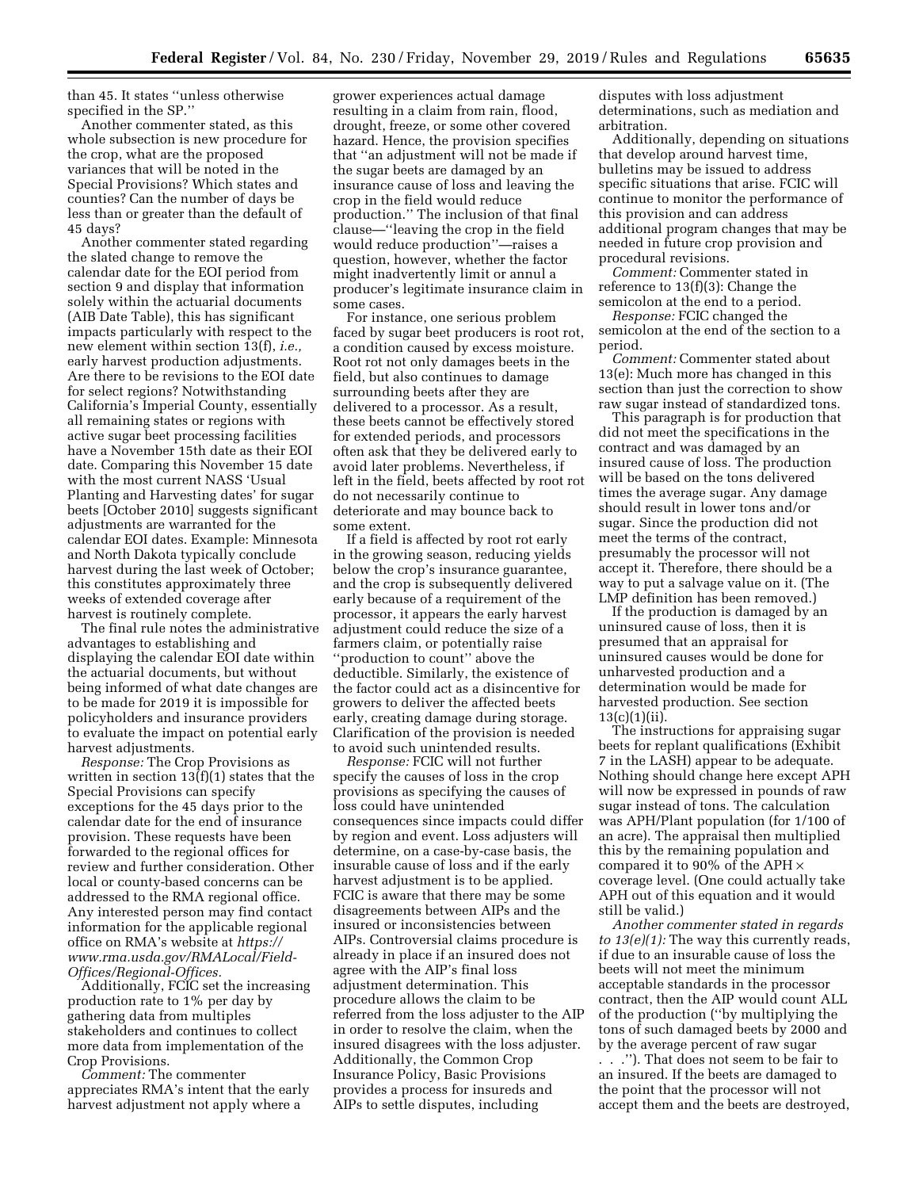than 45. It states ''unless otherwise specified in the SP.''

Another commenter stated, as this whole subsection is new procedure for the crop, what are the proposed variances that will be noted in the Special Provisions? Which states and counties? Can the number of days be less than or greater than the default of 45 days?

Another commenter stated regarding the slated change to remove the calendar date for the EOI period from section 9 and display that information solely within the actuarial documents (AIB Date Table), this has significant impacts particularly with respect to the new element within section 13(f), *i.e.,* early harvest production adjustments. Are there to be revisions to the EOI date for select regions? Notwithstanding California's Imperial County, essentially all remaining states or regions with active sugar beet processing facilities have a November 15th date as their EOI date. Comparing this November 15 date with the most current NASS 'Usual Planting and Harvesting dates' for sugar beets [October 2010] suggests significant adjustments are warranted for the calendar EOI dates. Example: Minnesota and North Dakota typically conclude harvest during the last week of October; this constitutes approximately three weeks of extended coverage after harvest is routinely complete.

The final rule notes the administrative advantages to establishing and displaying the calendar EOI date within the actuarial documents, but without being informed of what date changes are to be made for 2019 it is impossible for policyholders and insurance providers to evaluate the impact on potential early harvest adjustments.

*Response:* The Crop Provisions as written in section 13(f)(1) states that the Special Provisions can specify exceptions for the 45 days prior to the calendar date for the end of insurance provision. These requests have been forwarded to the regional offices for review and further consideration. Other local or county-based concerns can be addressed to the RMA regional office. Any interested person may find contact information for the applicable regional office on RMA's website at *https://www.rma.usda.gov/RMALocal/Field-Offices/Regional-Offices.*

Additionally, FCIC set the increasing production rate to 1% per day by gathering data from multiples stakeholders and continues to collect more data from implementation of the Crop Provisions.

*Comment:* The commenter appreciates RMA's intent that the early harvest adjustment not apply where a grower experiences actual damage resulting in a claim from rain, flood, drought, freeze, or some other covered hazard. Hence, the provision specifies that ''an adjustment will not be made if the sugar beets are damaged by an insurance cause of loss and leaving the crop in the field would reduce production.'' The inclusion of that final clause—''leaving the crop in the field would reduce production''—raises a question, however, whether the factor might inadvertently limit or annul a producer's legitimate insurance claim in some cases.

For instance, one serious problem faced by sugar beet producers is root rot, a condition caused by excess moisture. Root rot not only damages beets in the field, but also continues to damage surrounding beets after they are delivered to a processor. As a result, these beets cannot be effectively stored for extended periods, and processors often ask that they be delivered early to avoid later problems. Nevertheless, if left in the field, beets affected by root rot do not necessarily continue to deteriorate and may bounce back to some extent.

If a field is affected by root rot early in the growing season, reducing yields below the crop's insurance guarantee, and the crop is subsequently delivered early because of a requirement of the processor, it appears the early harvest adjustment could reduce the size of a farmers claim, or potentially raise ''production to count'' above the deductible. Similarly, the existence of the factor could act as a disincentive for growers to deliver the affected beets early, creating damage during storage. Clarification of the provision is needed to avoid such unintended results.

*Response:* FCIC will not further specify the causes of loss in the crop provisions as specifying the causes of loss could have unintended consequences since impacts could differ by region and event. Loss adjusters will determine, on a case-by-case basis, the insurable cause of loss and if the early harvest adjustment is to be applied. FCIC is aware that there may be some disagreements between AIPs and the insured or inconsistencies between AIPs. Controversial claims procedure is already in place if an insured does not agree with the AIP's final loss adjustment determination. This procedure allows the claim to be referred from the loss adjuster to the AIP in order to resolve the claim, when the insured disagrees with the loss adjuster. Additionally, the Common Crop Insurance Policy, Basic Provisions provides a process for insureds and AIPs to settle disputes, including disputes with loss adjustment determinations, such as mediation and arbitration.

Additionally, depending on situations that develop around harvest time, bulletins may be issued to address specific situations that arise. FCIC will continue to monitor the performance of this provision and can address additional program changes that may be needed in future crop provision and procedural revisions.

*Comment:* Commenter stated in reference to 13(f)(3): Change the semicolon at the end to a period.

*Response:* FCIC changed the semicolon at the end of the section to a period.

*Comment:* Commenter stated about 13(e): Much more has changed in this section than just the correction to show raw sugar instead of standardized tons.

This paragraph is for production that did not meet the specifications in the contract and was damaged by an insured cause of loss. The production will be based on the tons delivered times the average sugar. Any damage should result in lower tons and/or sugar. Since the production did not meet the terms of the contract, presumably the processor will not accept it. Therefore, there should be a way to put a salvage value on it. (The LMP definition has been removed.)

If the production is damaged by an uninsured cause of loss, then it is presumed that an appraisal for uninsured causes would be done for unharvested production and a determination would be made for harvested production. See section 13(c)(1)(ii).

The instructions for appraising sugar beets for replant qualifications (Exhibit 7 in the LASH) appear to be adequate. Nothing should change here except APH will now be expressed in pounds of raw sugar instead of tons. The calculation was APH/Plant population (for 1/100 of an acre). The appraisal then multiplied this by the remaining population and compared it to 90% of the APH × coverage level. (One could actually take APH out of this equation and it would still be valid.)

*Another commenter stated in regards to 13(e)(1):* The way this currently reads, if due to an insurable cause of loss the beets will not meet the minimum acceptable standards in the processor contract, then the AIP would count ALL of the production (''by multiplying the tons of such damaged beets by 2000 and by the average percent of raw sugar . . .''). That does not seem to be fair to an insured. If the beets are damaged to the point that the processor will not accept them and the beets are destroyed,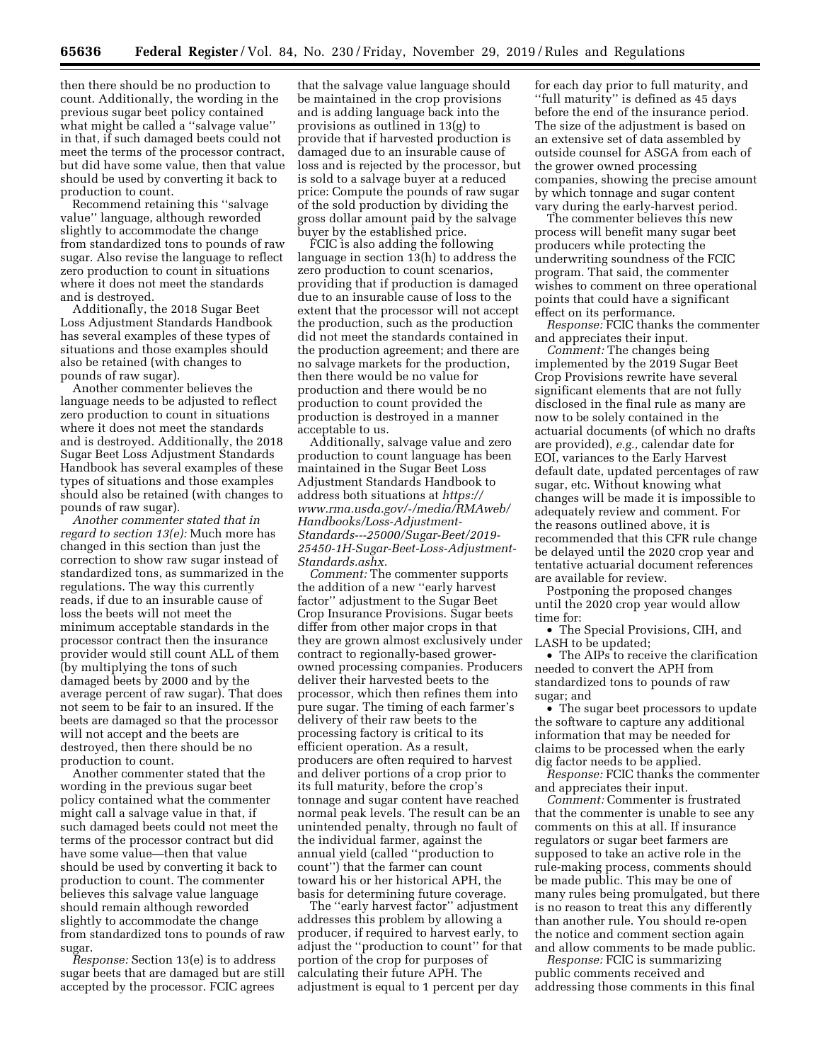then there should be no production to count. Additionally, the wording in the previous sugar beet policy contained what might be called a ''salvage value'' in that, if such damaged beets could not meet the terms of the processor contract, but did have some value, then that value should be used by converting it back to production to count.

Recommend retaining this ''salvage value'' language, although reworded slightly to accommodate the change from standardized tons to pounds of raw sugar. Also revise the language to reflect zero production to count in situations where it does not meet the standards and is destroyed.

Additionally, the 2018 Sugar Beet Loss Adjustment Standards Handbook has several examples of these types of situations and those examples should also be retained (with changes to pounds of raw sugar).

Another commenter believes the language needs to be adjusted to reflect zero production to count in situations where it does not meet the standards and is destroyed. Additionally, the 2018 Sugar Beet Loss Adjustment Standards Handbook has several examples of these types of situations and those examples should also be retained (with changes to pounds of raw sugar).

*Another commenter stated that in regard to section 13(e):* Much more has changed in this section than just the correction to show raw sugar instead of standardized tons, as summarized in the regulations. The way this currently reads, if due to an insurable cause of loss the beets will not meet the minimum acceptable standards in the processor contract then the insurance provider would still count ALL of them (by multiplying the tons of such damaged beets by 2000 and by the average percent of raw sugar). That does not seem to be fair to an insured. If the beets are damaged so that the processor will not accept and the beets are destroyed, then there should be no production to count.

Another commenter stated that the wording in the previous sugar beet policy contained what the commenter might call a salvage value in that, if such damaged beets could not meet the terms of the processor contract but did have some value—then that value should be used by converting it back to production to count. The commenter believes this salvage value language should remain although reworded slightly to accommodate the change from standardized tons to pounds of raw sugar.

*Response:* Section 13(e) is to address sugar beets that are damaged but are still accepted by the processor. FCIC agrees that the salvage value language should be maintained in the crop provisions and is adding language back into the provisions as outlined in 13(g) to provide that if harvested production is damaged due to an insurable cause of loss and is rejected by the processor, but is sold to a salvage buyer at a reduced price: Compute the pounds of raw sugar of the sold production by dividing the gross dollar amount paid by the salvage buyer by the established price.

FCIC is also adding the following language in section 13(h) to address the zero production to count scenarios, providing that if production is damaged due to an insurable cause of loss to the extent that the processor will not accept the production, such as the production did not meet the standards contained in the production agreement; and there are no salvage markets for the production, then there would be no value for production and there would be no production to count provided the production is destroyed in a manner acceptable to us.

Additionally, salvage value and zero production to count language has been maintained in the Sugar Beet Loss Adjustment Standards Handbook to address both situations at *https://www.rma.usda.gov/-/media/RMAweb/Handbooks/Loss-Adjustment-Standards---25000/Sugar-Beet/2019-25450-1H-Sugar-Beet-Loss-Adjustment-Standards.ashx.*

*Comment:* The commenter supports the addition of a new ''early harvest factor'' adjustment to the Sugar Beet Crop Insurance Provisions. Sugar beets differ from other major crops in that they are grown almost exclusively under contract to regionally-based grower-owned processing companies. Producers deliver their harvested beets to the processor, which then refines them into pure sugar. The timing of each farmer's delivery of their raw beets to the processing factory is critical to its efficient operation. As a result, producers are often required to harvest and deliver portions of a crop prior to its full maturity, before the crop's tonnage and sugar content have reached normal peak levels. The result can be an unintended penalty, through no fault of the individual farmer, against the annual yield (called ''production to count'') that the farmer can count toward his or her historical APH, the basis for determining future coverage.

The ''early harvest factor'' adjustment addresses this problem by allowing a producer, if required to harvest early, to adjust the ''production to count'' for that portion of the crop for purposes of calculating their future APH. The adjustment is equal to 1 percent per day for each day prior to full maturity, and ''full maturity'' is defined as 45 days before the end of the insurance period. The size of the adjustment is based on an extensive set of data assembled by outside counsel for ASGA from each of the grower owned processing companies, showing the precise amount by which tonnage and sugar content vary during the early-harvest period.

The commenter believes this new process will benefit many sugar beet producers while protecting the underwriting soundness of the FCIC program. That said, the commenter wishes to comment on three operational points that could have a significant effect on its performance.

*Response:* FCIC thanks the commenter and appreciates their input.

*Comment:* The changes being implemented by the 2019 Sugar Beet Crop Provisions rewrite have several significant elements that are not fully disclosed in the final rule as many are now to be solely contained in the actuarial documents (of which no drafts are provided), *e.g.,* calendar date for EOI, variances to the Early Harvest default date, updated percentages of raw sugar, etc. Without knowing what changes will be made it is impossible to adequately review and comment. For the reasons outlined above, it is recommended that this CFR rule change be delayed until the 2020 crop year and tentative actuarial document references are available for review.

Postponing the proposed changes until the 2020 crop year would allow time for:

- The Special Provisions, CIH, and LASH to be updated;
- The AIPs to receive the clarification needed to convert the APH from standardized tons to pounds of raw sugar; and
- The sugar beet processors to update the software to capture any additional information that may be needed for claims to be processed when the early dig factor needs to be applied.

*Response:* FCIC thanks the commenter and appreciates their input.

*Comment:* Commenter is frustrated that the commenter is unable to see any comments on this at all. If insurance regulators or sugar beet farmers are supposed to take an active role in the rule-making process, comments should be made public. This may be one of many rules being promulgated, but there is no reason to treat this any differently than another rule. You should re-open the notice and comment section again and allow comments to be made public.

*Response:* FCIC is summarizing public comments received and addressing those comments in this final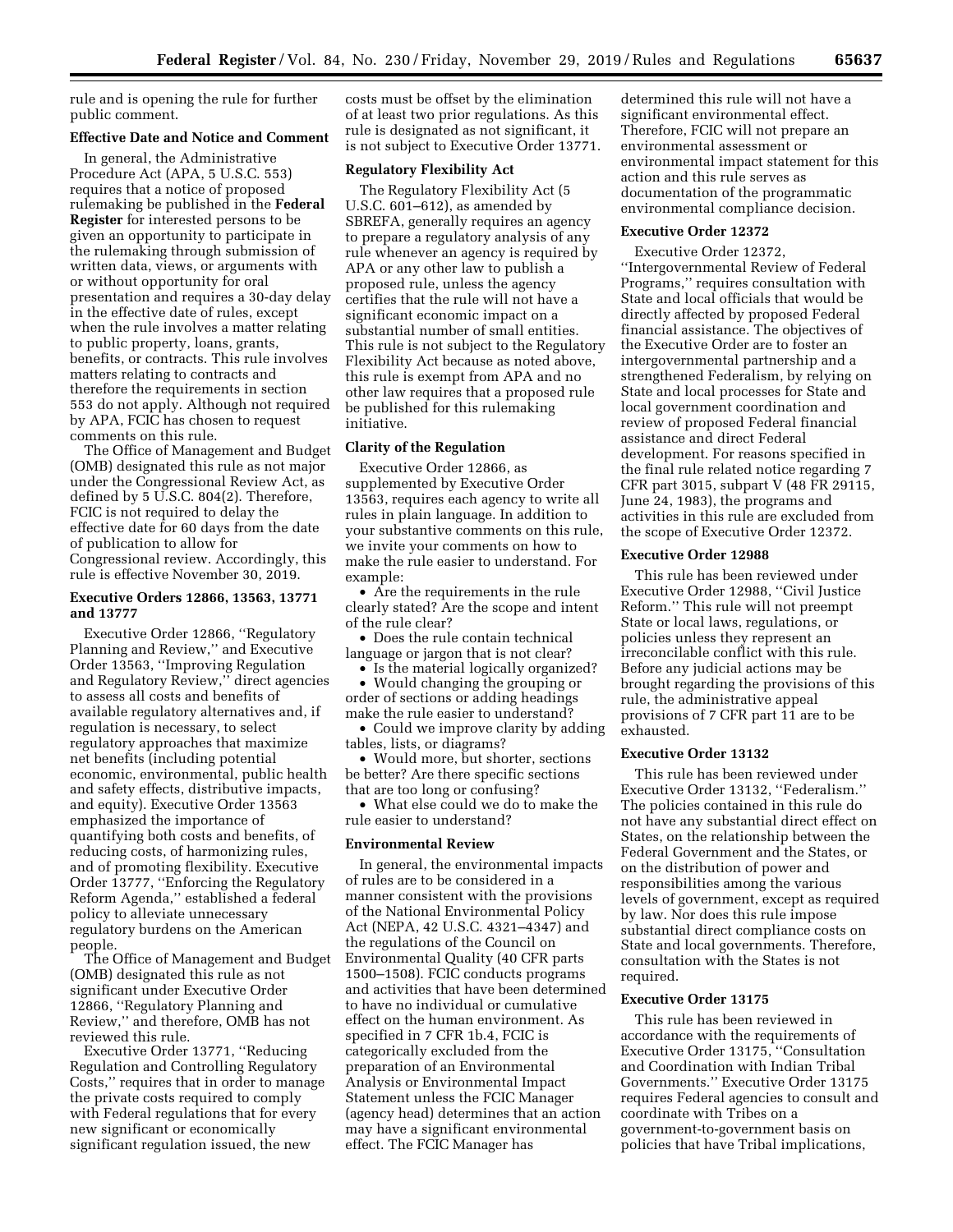rule and is opening the rule for further public comment.

### Effective Date and Notice and Comment

In general, the Administrative Procedure Act (APA, 5 U.S.C. 553) requires that a notice of proposed rulemaking be published in the **Federal Register** for interested persons to be given an opportunity to participate in the rulemaking through submission of written data, views, or arguments with or without opportunity for oral presentation and requires a 30-day delay in the effective date of rules, except when the rule involves a matter relating to public property, loans, grants, benefits, or contracts. This rule involves matters relating to contracts and therefore the requirements in section 553 do not apply. Although not required by APA, FCIC has chosen to request comments on this rule.

The Office of Management and Budget (OMB) designated this rule as not major under the Congressional Review Act, as defined by 5 U.S.C. 804(2). Therefore, FCIC is not required to delay the effective date for 60 days from the date of publication to allow for Congressional review. Accordingly, this rule is effective November 30, 2019.

### Executive Orders 12866, 13563, 13771 and 13777

Executive Order 12866, ''Regulatory Planning and Review,'' and Executive Order 13563, ''Improving Regulation and Regulatory Review,'' direct agencies to assess all costs and benefits of available regulatory alternatives and, if regulation is necessary, to select regulatory approaches that maximize net benefits (including potential economic, environmental, public health and safety effects, distributive impacts, and equity). Executive Order 13563 emphasized the importance of quantifying both costs and benefits, of reducing costs, of harmonizing rules, and of promoting flexibility. Executive Order 13777, ''Enforcing the Regulatory Reform Agenda,'' established a federal policy to alleviate unnecessary regulatory burdens on the American people.

The Office of Management and Budget (OMB) designated this rule as not significant under Executive Order 12866, ''Regulatory Planning and Review,'' and therefore, OMB has not reviewed this rule.

Executive Order 13771, ''Reducing Regulation and Controlling Regulatory Costs,'' requires that in order to manage the private costs required to comply with Federal regulations that for every new significant or economically significant regulation issued, the new costs must be offset by the elimination of at least two prior regulations. As this rule is designated as not significant, it is not subject to Executive Order 13771.

### Regulatory Flexibility Act

The Regulatory Flexibility Act (5 U.S.C. 601–612), as amended by SBREFA, generally requires an agency to prepare a regulatory analysis of any rule whenever an agency is required by APA or any other law to publish a proposed rule, unless the agency certifies that the rule will not have a significant economic impact on a substantial number of small entities. This rule is not subject to the Regulatory Flexibility Act because as noted above, this rule is exempt from APA and no other law requires that a proposed rule be published for this rulemaking initiative.

### Clarity of the Regulation

Executive Order 12866, as supplemented by Executive Order 13563, requires each agency to write all rules in plain language. In addition to your substantive comments on this rule, we invite your comments on how to make the rule easier to understand. For example:

- Are the requirements in the rule clearly stated? Are the scope and intent of the rule clear?
- Does the rule contain technical language or jargon that is not clear?
- Is the material logically organized?
- Would changing the grouping or order of sections or adding headings make the rule easier to understand?
- Could we improve clarity by adding tables, lists, or diagrams?
- Would more, but shorter, sections be better? Are there specific sections that are too long or confusing?
- What else could we do to make the rule easier to understand?

### Environmental Review

In general, the environmental impacts of rules are to be considered in a manner consistent with the provisions of the National Environmental Policy Act (NEPA, 42 U.S.C. 4321–4347) and the regulations of the Council on Environmental Quality (40 CFR parts 1500–1508). FCIC conducts programs and activities that have been determined to have no individual or cumulative effect on the human environment. As specified in 7 CFR 1b.4, FCIC is categorically excluded from the preparation of an Environmental Analysis or Environmental Impact Statement unless the FCIC Manager (agency head) determines that an action may have a significant environmental effect. The FCIC Manager has determined this rule will not have a significant environmental effect. Therefore, FCIC will not prepare an environmental assessment or environmental impact statement for this action and this rule serves as documentation of the programmatic environmental compliance decision.

### Executive Order 12372

Executive Order 12372, ''Intergovernmental Review of Federal Programs,'' requires consultation with State and local officials that would be directly affected by proposed Federal financial assistance. The objectives of the Executive Order are to foster an intergovernmental partnership and a strengthened Federalism, by relying on State and local processes for State and local government coordination and review of proposed Federal financial assistance and direct Federal development. For reasons specified in the final rule related notice regarding 7 CFR part 3015, subpart V (48 FR 29115, June 24, 1983), the programs and activities in this rule are excluded from the scope of Executive Order 12372.

### Executive Order 12988

This rule has been reviewed under Executive Order 12988, ''Civil Justice Reform.'' This rule will not preempt State or local laws, regulations, or policies unless they represent an irreconcilable conflict with this rule. Before any judicial actions may be brought regarding the provisions of this rule, the administrative appeal provisions of 7 CFR part 11 are to be exhausted.

### Executive Order 13132

This rule has been reviewed under Executive Order 13132, ''Federalism.'' The policies contained in this rule do not have any substantial direct effect on States, on the relationship between the Federal Government and the States, or on the distribution of power and responsibilities among the various levels of government, except as required by law. Nor does this rule impose substantial direct compliance costs on State and local governments. Therefore, consultation with the States is not required.

### Executive Order 13175

This rule has been reviewed in accordance with the requirements of Executive Order 13175, ''Consultation and Coordination with Indian Tribal Governments.'' Executive Order 13175 requires Federal agencies to consult and coordinate with Tribes on a government-to-government basis on policies that have Tribal implications,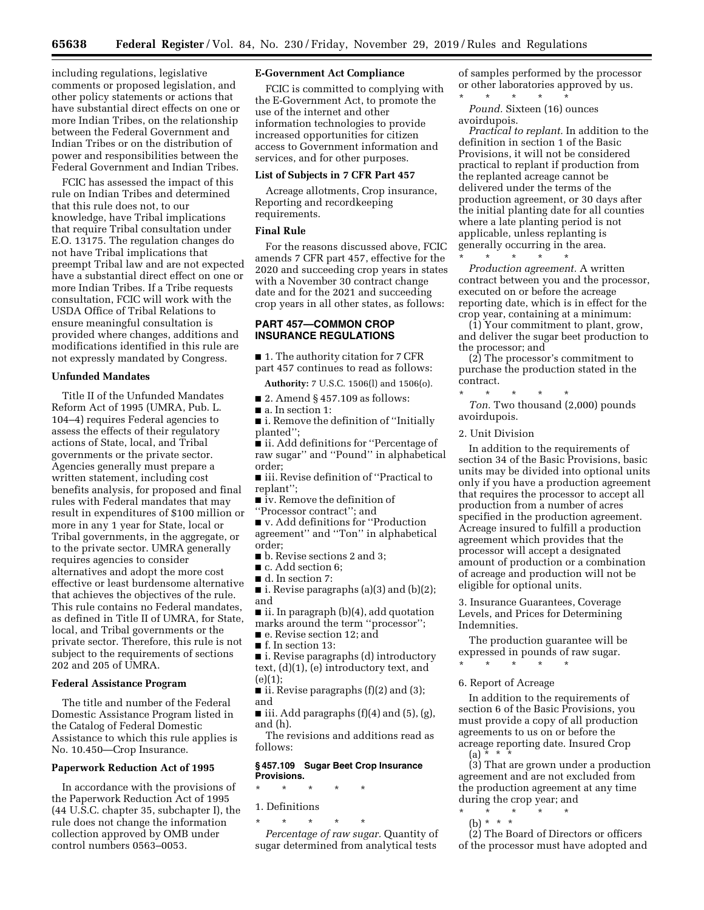including regulations, legislative comments or proposed legislation, and other policy statements or actions that have substantial direct effects on one or more Indian Tribes, on the relationship between the Federal Government and Indian Tribes or on the distribution of power and responsibilities between the Federal Government and Indian Tribes.

FCIC has assessed the impact of this rule on Indian Tribes and determined that this rule does not, to our knowledge, have Tribal implications that require Tribal consultation under E.O. 13175. The regulation changes do not have Tribal implications that preempt Tribal law and are not expected have a substantial direct effect on one or more Indian Tribes. If a Tribe requests consultation, FCIC will work with the USDA Office of Tribal Relations to ensure meaningful consultation is provided where changes, additions and modifications identified in this rule are not expressly mandated by Congress.

## Unfunded Mandates

Title II of the Unfunded Mandates Reform Act of 1995 (UMRA, Pub. L. 104–4) requires Federal agencies to assess the effects of their regulatory actions of State, local, and Tribal governments or the private sector. Agencies generally must prepare a written statement, including cost benefits analysis, for proposed and final rules with Federal mandates that may result in expenditures of $100 million or more in any 1 year for State, local or Tribal governments, in the aggregate, or to the private sector. UMRA generally requires agencies to consider alternatives and adopt the more cost effective or least burdensome alternative that achieves the objectives of the rule. This rule contains no Federal mandates, as defined in Title II of UMRA, for State, local, and Tribal governments or the private sector. Therefore, this rule is not subject to the requirements of sections 202 and 205 of UMRA.

## Federal Assistance Program

The title and number of the Federal Domestic Assistance Program listed in the Catalog of Federal Domestic Assistance to which this rule applies is No. 10.450—Crop Insurance.

## Paperwork Reduction Act of 1995

In accordance with the provisions of the Paperwork Reduction Act of 1995 (44 U.S.C. chapter 35, subchapter I), the rule does not change the information collection approved by OMB under control numbers 0563–0053.

## E-Government Act Compliance

FCIC is committed to complying with the E-Government Act, to promote the use of the internet and other information technologies to provide increased opportunities for citizen access to Government information and services, and for other purposes.

## List of Subjects in 7 CFR Part 457

Acreage allotments, Crop insurance, Reporting and recordkeeping requirements.

## Final Rule

For the reasons discussed above, FCIC amends 7 CFR part 457, effective for the 2020 and succeeding crop years in states with a November 30 contract change date and for the 2021 and succeeding crop years in all other states, as follows:

## PART 457—COMMON CROP INSURANCE REGULATIONS

■ 1. The authority citation for 7 CFR part 457 continues to read as follows:

**Authority:** 7 U.S.C. 1506(l) and 1506(o).

■ 2. Amend § 457.109 as follows:

■ a. In section 1:

■ i. Remove the definition of "Initially planted";

■ ii. Add definitions for "Percentage of raw sugar" and "Pound" in alphabetical order;

■ iii. Revise definition of "Practical to replant";

■ iv. Remove the definition of "Processor contract"; and

■ v. Add definitions for "Production agreement" and "Ton" in alphabetical order;

■ b. Revise sections 2 and 3;

■ c. Add section 6;

■ d. In section 7:

■ i. Revise paragraphs (a)(3) and (b)(2); and

■ ii. In paragraph (b)(4), add quotation marks around the term "processor";

■ e. Revise section 12; and

■ f. In section 13:

■ i. Revise paragraphs (d) introductory text, (d)(1), (e) introductory text, and (e)(1);

■ ii. Revise paragraphs (f)(2) and (3); and

■ iii. Add paragraphs (f)(4) and (5), (g), and (h).

The revisions and additions read as follows:

### § 457.109 Sugar Beet Crop Insurance Provisions.

\* \* \* \* \*

1. Definitions

\* \* \* \* \*

*Percentage of raw sugar.* Quantity of sugar determined from analytical tests of samples performed by the processor or other laboratories approved by us.

\* \* \* \* \*

*Pound.* Sixteen (16) ounces avoirdupois.

*Practical to replant.* In addition to the definition in section 1 of the Basic Provisions, it will not be considered practical to replant if production from the replanted acreage cannot be delivered under the terms of the production agreement, or 30 days after the initial planting date for all counties where a late planting period is not applicable, unless replanting is generally occurring in the area.

\* \* \* \* \*

*Production agreement.* A written contract between you and the processor, executed on or before the acreage reporting date, which is in effect for the crop year, containing at a minimum:

(1) Your commitment to plant, grow, and deliver the sugar beet production to the processor; and

(2) The processor's commitment to purchase the production stated in the contract.

\* \* \* \* \*

*Ton.* Two thousand (2,000) pounds avoirdupois.

2. Unit Division

In addition to the requirements of section 34 of the Basic Provisions, basic units may be divided into optional units only if you have a production agreement that requires the processor to accept all production from a number of acres specified in the production agreement. Acreage insured to fulfill a production agreement which provides that the processor will accept a designated amount of production or a combination of acreage and production will not be eligible for optional units.

3. Insurance Guarantees, Coverage Levels, and Prices for Determining Indemnities.

The production guarantee will be expressed in pounds of raw sugar.

\* \* \* \* \*

6. Report of Acreage

In addition to the requirements of section 6 of the Basic Provisions, you must provide a copy of all production agreements to us on or before the acreage reporting date. Insured Crop

(a) \* \* \*

(3) That are grown under a production agreement and are not excluded from the production agreement at any time during the crop year; and

\* \* \* \* \*

(b) \* \* \*

(2) The Board of Directors or officers of the processor must have adopted and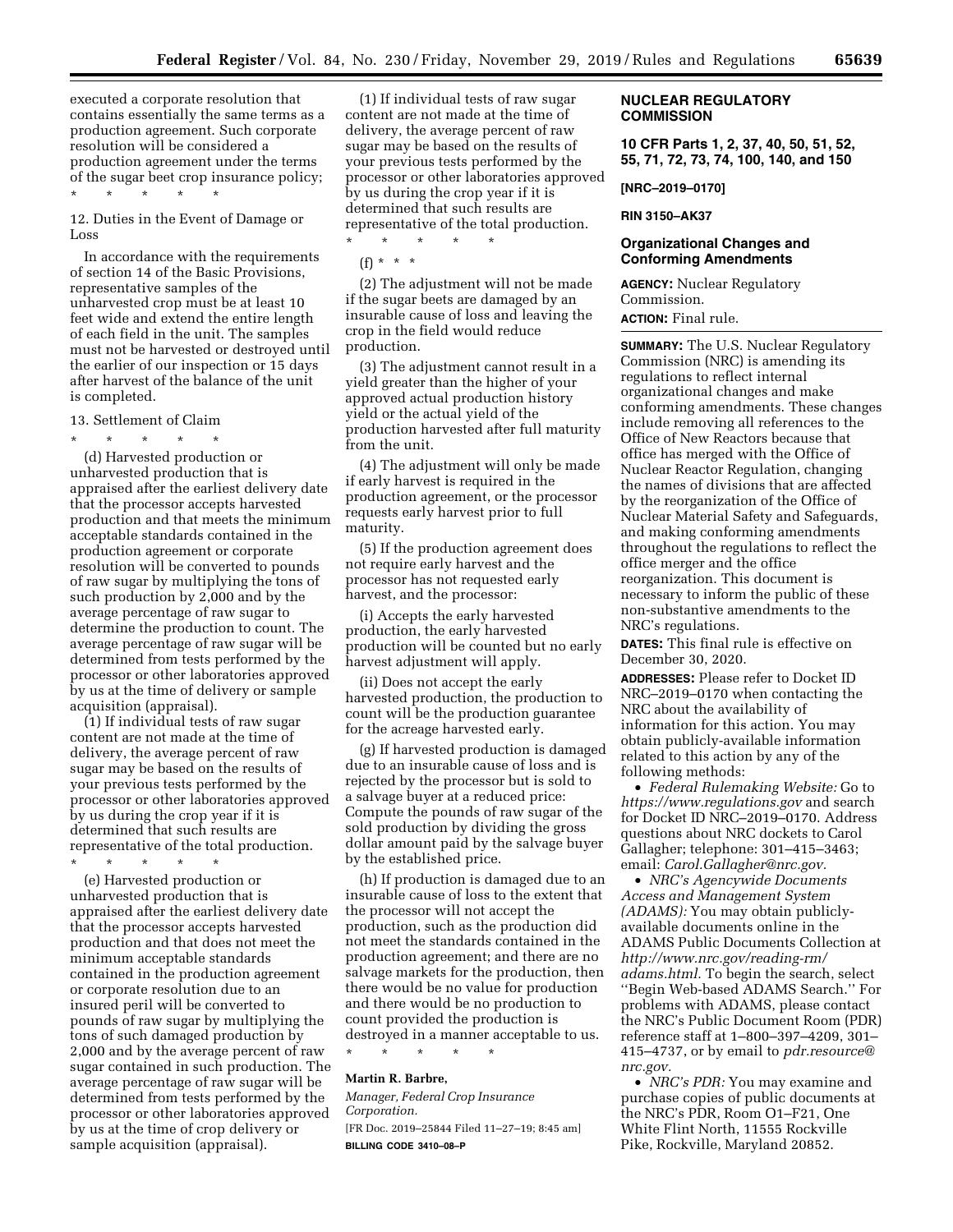executed a corporate resolution that contains essentially the same terms as a production agreement. Such corporate resolution will be considered a production agreement under the terms of the sugar beet crop insurance policy;

\* \* \* \* \*

12. Duties in the Event of Damage or Loss

In accordance with the requirements of section 14 of the Basic Provisions, representative samples of the unharvested crop must be at least 10 feet wide and extend the entire length of each field in the unit. The samples must not be harvested or destroyed until the earlier of our inspection or 15 days after harvest of the balance of the unit is completed.

13. Settlement of Claim

\* \* \* \* \*

(d) Harvested production or unharvested production that is appraised after the earliest delivery date that the processor accepts harvested production and that meets the minimum acceptable standards contained in the production agreement or corporate resolution will be converted to pounds of raw sugar by multiplying the tons of such production by 2,000 and by the average percentage of raw sugar to determine the production to count. The average percentage of raw sugar will be determined from tests performed by the processor or other laboratories approved by us at the time of delivery or sample acquisition (appraisal).

(1) If individual tests of raw sugar content are not made at the time of delivery, the average percent of raw sugar may be based on the results of your previous tests performed by the processor or other laboratories approved by us during the crop year if it is determined that such results are representative of the total production.

\* \* \* \* \*

(e) Harvested production or unharvested production that is appraised after the earliest delivery date that the processor accepts harvested production and that does not meet the minimum acceptable standards contained in the production agreement or corporate resolution due to an insured peril will be converted to pounds of raw sugar by multiplying the tons of such damaged production by 2,000 and by the average percent of raw sugar contained in such production. The average percentage of raw sugar will be determined from tests performed by the processor or other laboratories approved by us at the time of crop delivery or sample acquisition (appraisal).

(1) If individual tests of raw sugar content are not made at the time of delivery, the average percent of raw sugar may be based on the results of your previous tests performed by the processor or other laboratories approved by us during the crop year if it is determined that such results are representative of the total production.

\* \* \* \* \*

(f) \* \* \*

(2) The adjustment will not be made if the sugar beets are damaged by an insurable cause of loss and leaving the crop in the field would reduce production.

(3) The adjustment cannot result in a yield greater than the higher of your approved actual production history yield or the actual yield of the production harvested after full maturity from the unit.

(4) The adjustment will only be made if early harvest is required in the production agreement, or the processor requests early harvest prior to full maturity.

(5) If the production agreement does not require early harvest and the processor has not requested early harvest, and the processor:

(i) Accepts the early harvested production, the early harvested production will be counted but no early harvest adjustment will apply.

(ii) Does not accept the early harvested production, the production to count will be the production guarantee for the acreage harvested early.

(g) If harvested production is damaged due to an insurable cause of loss and is rejected by the processor but is sold to a salvage buyer at a reduced price: Compute the pounds of raw sugar of the sold production by dividing the gross dollar amount paid by the salvage buyer by the established price.

(h) If production is damaged due to an insurable cause of loss to the extent that the processor will not accept the production, such as the production did not meet the standards contained in the production agreement; and there are no salvage markets for the production, then there would be no value for production and there would be no production to count provided the production is destroyed in a manner acceptable to us.

\* \* \* \* \*

**Martin R. Barbre,**

*Manager, Federal Crop Insurance Corporation.*

[FR Doc. 2019–25844 Filed 11–27–19; 8:45 am]

**BILLING CODE 3410–08–P**

**NUCLEAR REGULATORY COMMISSION**

**10 CFR Parts 1, 2, 37, 40, 50, 51, 52, 55, 71, 72, 73, 74, 100, 140, and 150**

**[NRC–2019–0170]**

**RIN 3150–AK37**

## Organizational Changes and Conforming Amendments

**AGENCY:** Nuclear Regulatory Commission.

**ACTION:** Final rule.

**SUMMARY:** The U.S. Nuclear Regulatory Commission (NRC) is amending its regulations to reflect internal organizational changes and make conforming amendments. These changes include removing all references to the Office of New Reactors because that office has merged with the Office of Nuclear Reactor Regulation, changing the names of divisions that are affected by the reorganization of the Office of Nuclear Material Safety and Safeguards, and making conforming amendments throughout the regulations to reflect the office merger and the office reorganization. This document is necessary to inform the public of these non-substantive amendments to the NRC's regulations.

**DATES:** This final rule is effective on December 30, 2020.

**ADDRESSES:** Please refer to Docket ID NRC–2019–0170 when contacting the NRC about the availability of information for this action. You may obtain publicly-available information related to this action by any of the following methods:

- *Federal Rulemaking Website:* Go to *https://www.regulations.gov* and search for Docket ID NRC–2019–0170. Address questions about NRC dockets to Carol Gallagher; telephone: 301–415–3463; email: *Carol.Gallagher@nrc.gov.*
- *NRC's Agencywide Documents Access and Management System (ADAMS):* You may obtain publicly-available documents online in the ADAMS Public Documents Collection at *http://www.nrc.gov/reading-rm/adams.html.* To begin the search, select "Begin Web-based ADAMS Search." For problems with ADAMS, please contact the NRC's Public Document Room (PDR) reference staff at 1–800–397–4209, 301–415–4737, or by email to *pdr.resource@nrc.gov.*
- *NRC's PDR:* You may examine and purchase copies of public documents at the NRC's PDR, Room O1–F21, One White Flint North, 11555 Rockville Pike, Rockville, Maryland 20852.